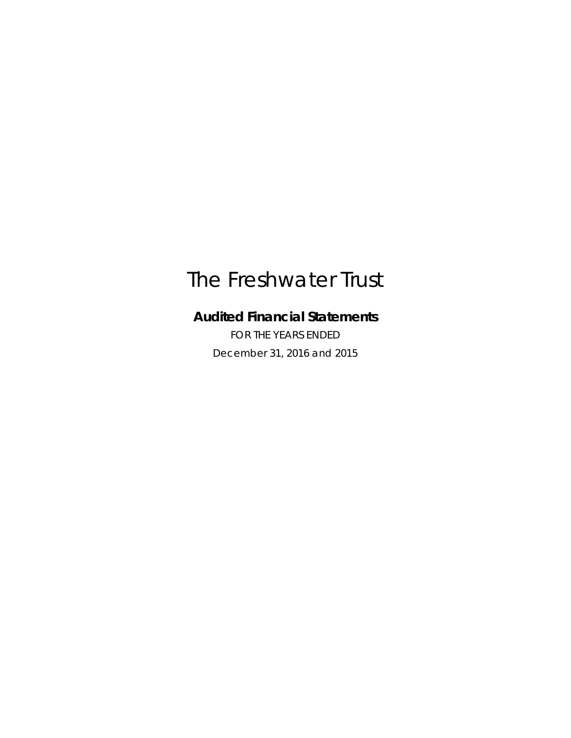# The Freshwater Trust

## Audited Financial Statements

FOR THE YEARS ENDED

December 31, 2016 and 2015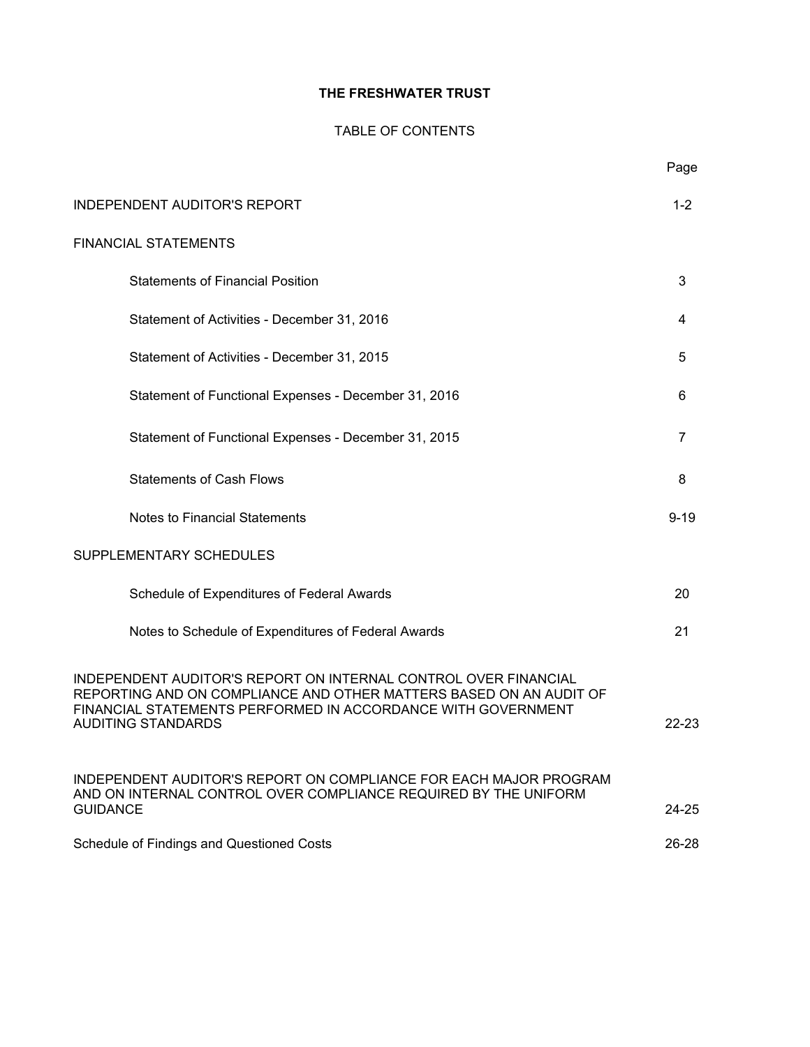# THE FRESHWATER TRUST

## TABLE OF CONTENTS

| | Page |
|---|---|
| INDEPENDENT AUDITOR'S REPORT | 1-2 |
| FINANCIAL STATEMENTS | |
| Statements of Financial Position | 3 |
| Statement of Activities - December 31, 2016 | 4 |
| Statement of Activities - December 31, 2015 | 5 |
| Statement of Functional Expenses - December 31, 2016 | 6 |
| Statement of Functional Expenses - December 31, 2015 | 7 |
| Statements of Cash Flows | 8 |
| Notes to Financial Statements | 9-19 |
| SUPPLEMENTARY SCHEDULES | |
| Schedule of Expenditures of Federal Awards | 20 |
| Notes to Schedule of Expenditures of Federal Awards | 21 |
| INDEPENDENT AUDITOR'S REPORT ON INTERNAL CONTROL OVER FINANCIAL REPORTING AND ON COMPLIANCE AND OTHER MATTERS BASED ON AN AUDIT OF FINANCIAL STATEMENTS PERFORMED IN ACCORDANCE WITH GOVERNMENT AUDITING STANDARDS | 22-23 |
| INDEPENDENT AUDITOR'S REPORT ON COMPLIANCE FOR EACH MAJOR PROGRAM AND ON INTERNAL CONTROL OVER COMPLIANCE REQUIRED BY THE UNIFORM GUIDANCE | 24-25 |
| Schedule of Findings and Questioned Costs | 26-28 |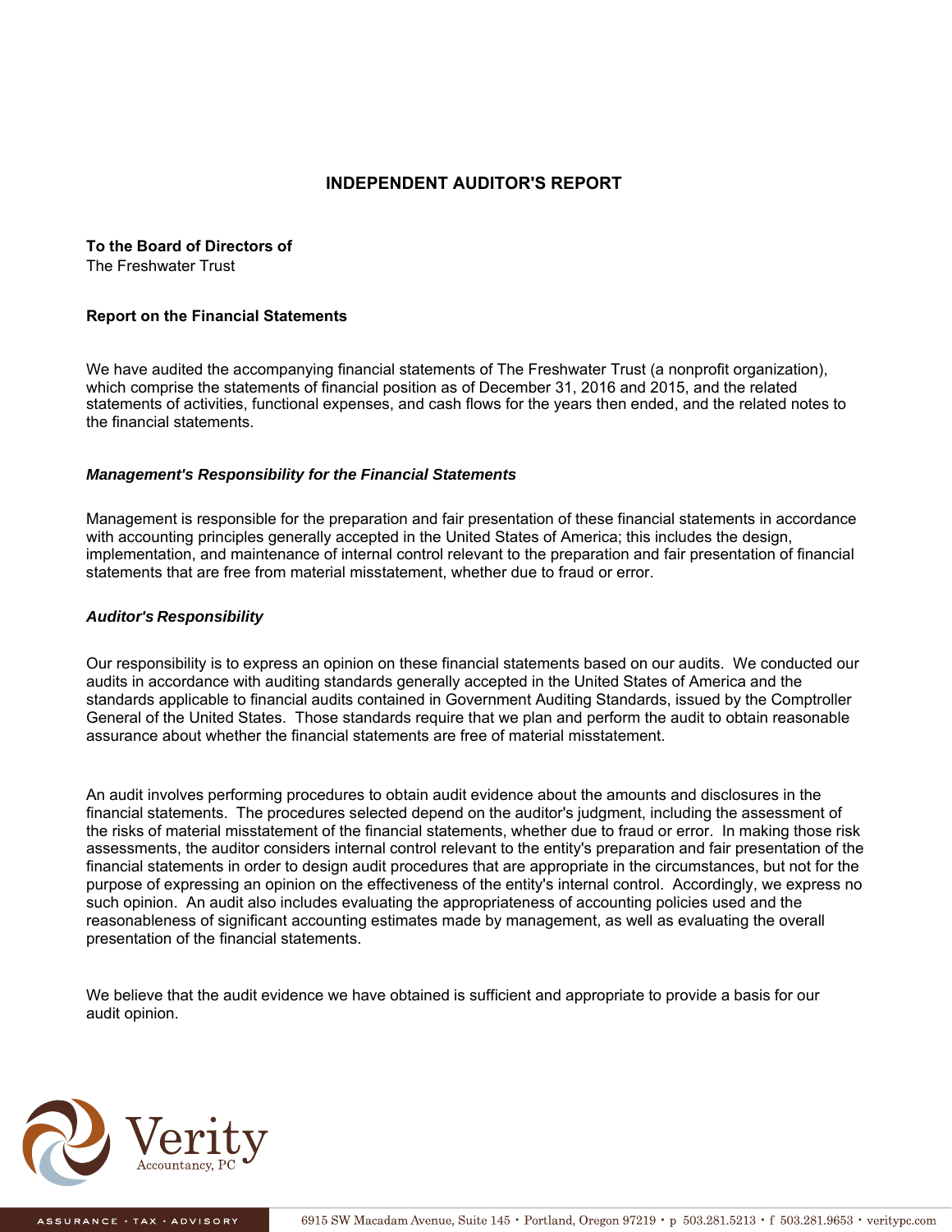# INDEPENDENT AUDITOR'S REPORT

**To the Board of Directors of**
The Freshwater Trust

## Report on the Financial Statements

We have audited the accompanying financial statements of The Freshwater Trust (a nonprofit organization), which comprise the statements of financial position as of December 31, 2016 and 2015, and the related statements of activities, functional expenses, and cash flows for the years then ended, and the related notes to the financial statements.

### *Management's Responsibility for the Financial Statements*

Management is responsible for the preparation and fair presentation of these financial statements in accordance with accounting principles generally accepted in the United States of America; this includes the design, implementation, and maintenance of internal control relevant to the preparation and fair presentation of financial statements that are free from material misstatement, whether due to fraud or error.

### *Auditor's Responsibility*

Our responsibility is to express an opinion on these financial statements based on our audits. We conducted our audits in accordance with auditing standards generally accepted in the United States of America and the standards applicable to financial audits contained in Government Auditing Standards, issued by the Comptroller General of the United States. Those standards require that we plan and perform the audit to obtain reasonable assurance about whether the financial statements are free of material misstatement.

An audit involves performing procedures to obtain audit evidence about the amounts and disclosures in the financial statements. The procedures selected depend on the auditor's judgment, including the assessment of the risks of material misstatement of the financial statements, whether due to fraud or error. In making those risk assessments, the auditor considers internal control relevant to the entity's preparation and fair presentation of the financial statements in order to design audit procedures that are appropriate in the circumstances, but not for the purpose of expressing an opinion on the effectiveness of the entity's internal control. Accordingly, we express no such opinion. An audit also includes evaluating the appropriateness of accounting policies used and the reasonableness of significant accounting estimates made by management, as well as evaluating the overall presentation of the financial statements.

We believe that the audit evidence we have obtained is sufficient and appropriate to provide a basis for our audit opinion.

Verity
Accountancy, PC

ASSURANCE · TAX · ADVISORY

6915 SW Macadam Avenue, Suite 145 · Portland, Oregon 97219 · p 503.281.5213 · f 503.281.9653 · veritypc.com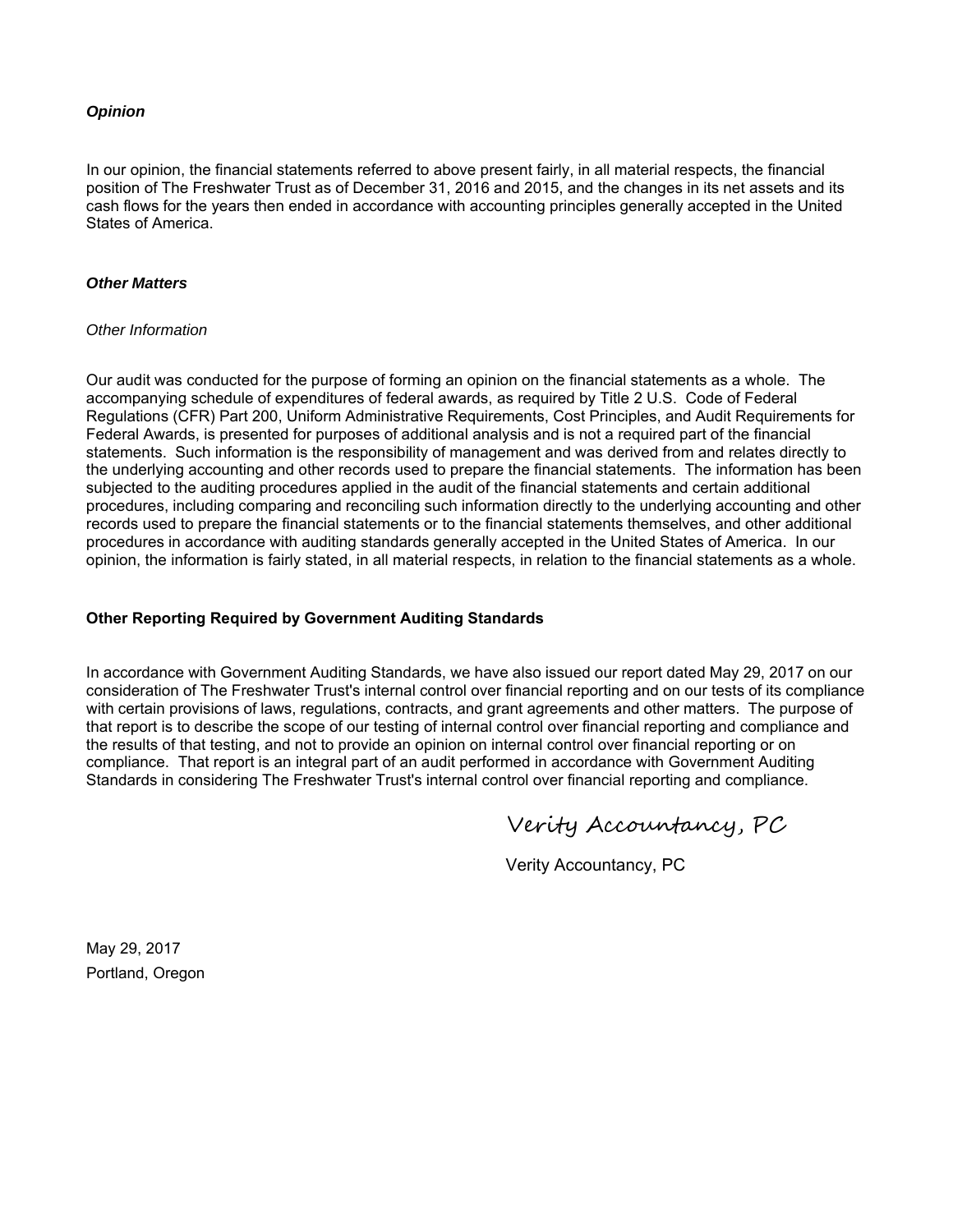***Opinion***

In our opinion, the financial statements referred to above present fairly, in all material respects, the financial position of The Freshwater Trust as of December 31, 2016 and 2015, and the changes in its net assets and its cash flows for the years then ended in accordance with accounting principles generally accepted in the United States of America.

***Other Matters***

*Other Information*

Our audit was conducted for the purpose of forming an opinion on the financial statements as a whole. The accompanying schedule of expenditures of federal awards, as required by Title 2 U.S. Code of Federal Regulations (CFR) Part 200, Uniform Administrative Requirements, Cost Principles, and Audit Requirements for Federal Awards, is presented for purposes of additional analysis and is not a required part of the financial statements. Such information is the responsibility of management and was derived from and relates directly to the underlying accounting and other records used to prepare the financial statements. The information has been subjected to the auditing procedures applied in the audit of the financial statements and certain additional procedures, including comparing and reconciling such information directly to the underlying accounting and other records used to prepare the financial statements or to the financial statements themselves, and other additional procedures in accordance with auditing standards generally accepted in the United States of America. In our opinion, the information is fairly stated, in all material respects, in relation to the financial statements as a whole.

**Other Reporting Required by Government Auditing Standards**

In accordance with Government Auditing Standards, we have also issued our report dated May 29, 2017 on our consideration of The Freshwater Trust's internal control over financial reporting and on our tests of its compliance with certain provisions of laws, regulations, contracts, and grant agreements and other matters. The purpose of that report is to describe the scope of our testing of internal control over financial reporting and compliance and the results of that testing, and not to provide an opinion on internal control over financial reporting or on compliance. That report is an integral part of an audit performed in accordance with Government Auditing Standards in considering The Freshwater Trust's internal control over financial reporting and compliance.

Verity Accountancy, PC

Verity Accountancy, PC

May 29, 2017
Portland, Oregon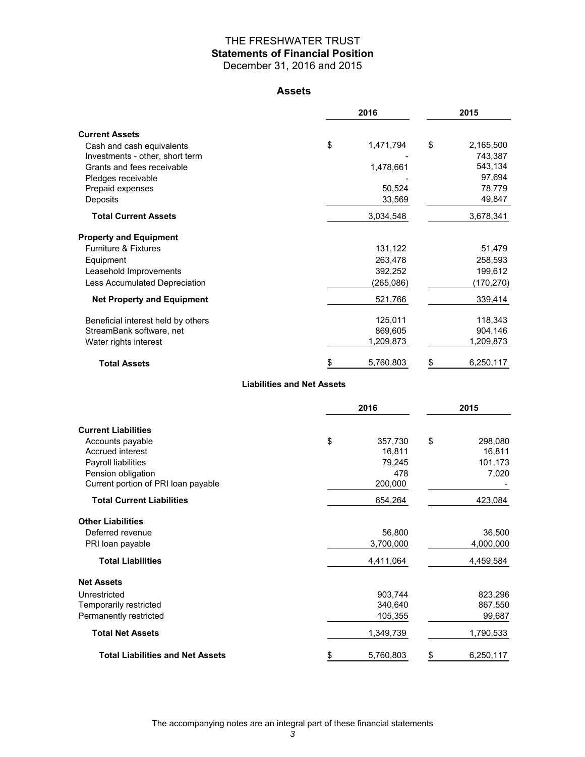# THE FRESHWATER TRUST

## Statements of Financial Position

December 31, 2016 and 2015

### Assets

| | 2016 | 2015 |
|---|---|---|
| **Current Assets** | | |
| Cash and cash equivalents | $ 1,471,794 | $ 2,165,500 |
| Investments - other, short term | - | 743,387 |
| Grants and fees receivable | 1,478,661 | 543,134 |
| Pledges receivable | - | 97,694 |
| Prepaid expenses | 50,524 | 78,779 |
| Deposits | 33,569 | 49,847 |
| **Total Current Assets** | 3,034,548 | 3,678,341 |
| **Property and Equipment** | | |
| Furniture & Fixtures | 131,122 | 51,479 |
| Equipment | 263,478 | 258,593 |
| Leasehold Improvements | 392,252 | 199,612 |
| Less Accumulated Depreciation | (265,086) | (170,270) |
| **Net Property and Equipment** | 521,766 | 339,414 |
| Beneficial interest held by others | 125,011 | 118,343 |
| StreamBank software, net | 869,605 | 904,146 |
| Water rights interest | 1,209,873 | 1,209,873 |
| **Total Assets** | $ 5,760,803 | $ 6,250,117 |

### Liabilities and Net Assets

| | 2016 | 2015 |
|---|---|---|
| **Current Liabilities** | | |
| Accounts payable | $ 357,730 | $ 298,080 |
| Accrued interest | 16,811 | 16,811 |
| Payroll liabilities | 79,245 | 101,173 |
| Pension obligation | 478 | 7,020 |
| Current portion of PRI loan payable | 200,000 | - |
| **Total Current Liabilities** | 654,264 | 423,084 |
| **Other Liabilities** | | |
| Deferred revenue | 56,800 | 36,500 |
| PRI loan payable | 3,700,000 | 4,000,000 |
| **Total Liabilities** | 4,411,064 | 4,459,584 |
| **Net Assets** | | |
| Unrestricted | 903,744 | 823,296 |
| Temporarily restricted | 340,640 | 867,550 |
| Permanently restricted | 105,355 | 99,687 |
| **Total Net Assets** | 1,349,739 | 1,790,533 |
| **Total Liabilities and Net Assets** | $ 5,760,803 | $ 6,250,117 |

The accompanying notes are an integral part of these financial statements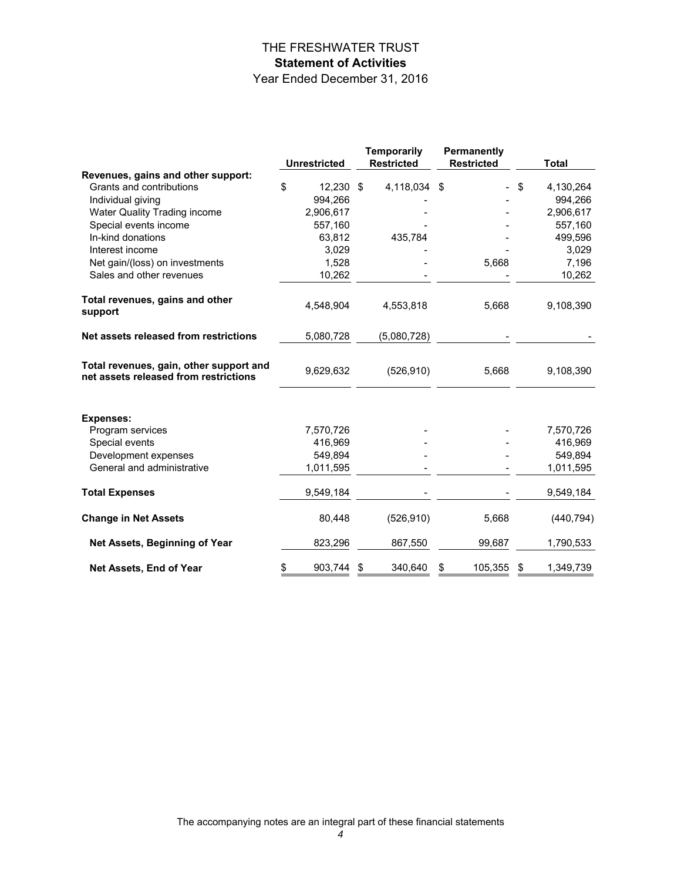# THE FRESHWATER TRUST

## Statement of Activities

Year Ended December 31, 2016

| | Unrestricted | Temporarily Restricted | Permanently Restricted | Total |
|---|---|---|---|---|
| **Revenues, gains and other support:** | | | | |
| Grants and contributions | $ 12,230 | $ 4,118,034 | $ - | $ 4,130,264 |
| Individual giving | 994,266 | - | - | 994,266 |
| Water Quality Trading income | 2,906,617 | - | - | 2,906,617 |
| Special events income | 557,160 | - | - | 557,160 |
| In-kind donations | 63,812 | 435,784 | - | 499,596 |
| Interest income | 3,029 | - | - | 3,029 |
| Net gain/(loss) on investments | 1,528 | - | 5,668 | 7,196 |
| Sales and other revenues | 10,262 | - | - | 10,262 |
| **Total revenues, gains and other support** | 4,548,904 | 4,553,818 | 5,668 | 9,108,390 |
| **Net assets released from restrictions** | 5,080,728 | (5,080,728) | - | - |
| **Total revenues, gain, other support and net assets released from restrictions** | 9,629,632 | (526,910) | 5,668 | 9,108,390 |
| **Expenses:** | | | | |
| Program services | 7,570,726 | - | - | 7,570,726 |
| Special events | 416,969 | - | - | 416,969 |
| Development expenses | 549,894 | - | - | 549,894 |
| General and administrative | 1,011,595 | - | - | 1,011,595 |
| **Total Expenses** | 9,549,184 | - | - | 9,549,184 |
| **Change in Net Assets** | 80,448 | (526,910) | 5,668 | (440,794) |
| **Net Assets, Beginning of Year** | 823,296 | 867,550 | 99,687 | 1,790,533 |
| **Net Assets, End of Year** | $ 903,744 | $ 340,640 | $ 105,355 | $ 1,349,739 |

The accompanying notes are an integral part of these financial statements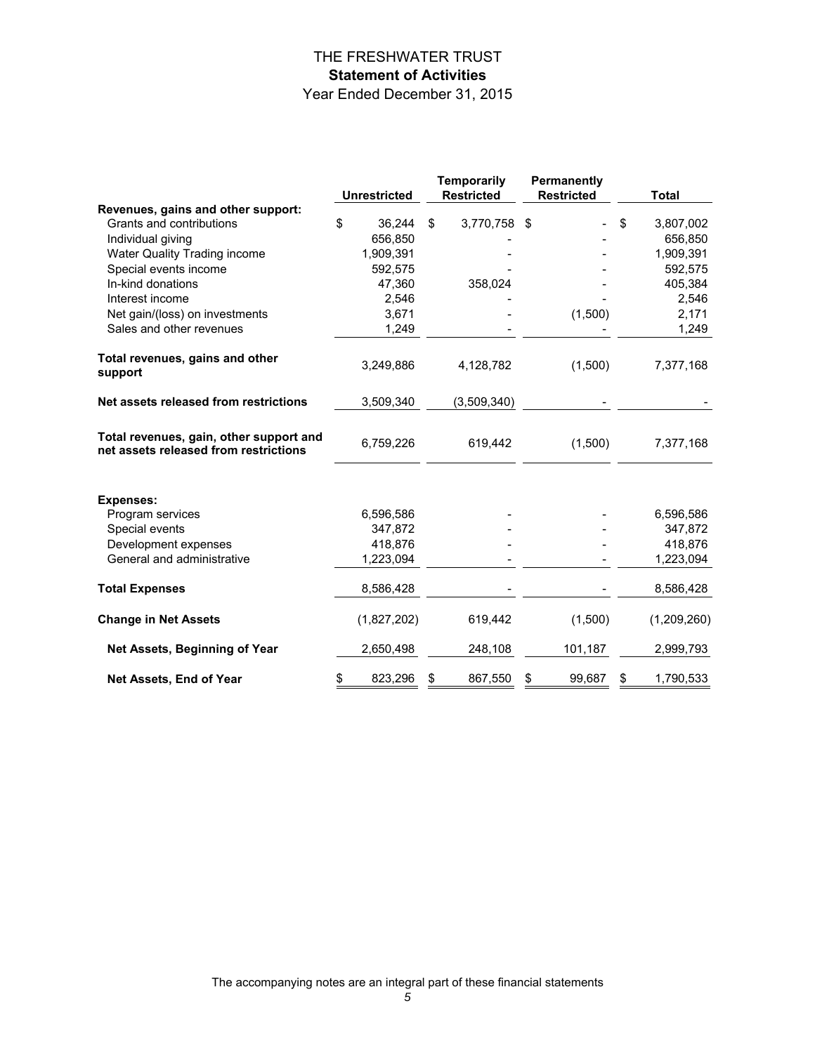# THE FRESHWATER TRUST

## Statement of Activities

Year Ended December 31, 2015

| | Unrestricted | Temporarily Restricted | Permanently Restricted | Total |
|---|---|---|---|---|
| **Revenues, gains and other support:** | | | | |
| Grants and contributions | $ 36,244 | $ 3,770,758 | $ - | $ 3,807,002 |
| Individual giving | 656,850 | - | - | 656,850 |
| Water Quality Trading income | 1,909,391 | - | - | 1,909,391 |
| Special events income | 592,575 | - | - | 592,575 |
| In-kind donations | 47,360 | 358,024 | - | 405,384 |
| Interest income | 2,546 | - | - | 2,546 |
| Net gain/(loss) on investments | 3,671 | - | (1,500) | 2,171 |
| Sales and other revenues | 1,249 | - | - | 1,249 |
| **Total revenues, gains and other support** | 3,249,886 | 4,128,782 | (1,500) | 7,377,168 |
| **Net assets released from restrictions** | 3,509,340 | (3,509,340) | - | - |
| **Total revenues, gain, other support and net assets released from restrictions** | 6,759,226 | 619,442 | (1,500) | 7,377,168 |
| **Expenses:** | | | | |
| Program services | 6,596,586 | - | - | 6,596,586 |
| Special events | 347,872 | - | - | 347,872 |
| Development expenses | 418,876 | - | - | 418,876 |
| General and administrative | 1,223,094 | - | - | 1,223,094 |
| **Total Expenses** | 8,586,428 | - | - | 8,586,428 |
| **Change in Net Assets** | (1,827,202) | 619,442 | (1,500) | (1,209,260) |
| **Net Assets, Beginning of Year** | 2,650,498 | 248,108 | 101,187 | 2,999,793 |
| **Net Assets, End of Year** | $ 823,296 | $ 867,550 | $ 99,687 | $ 1,790,533 |

The accompanying notes are an integral part of these financial statements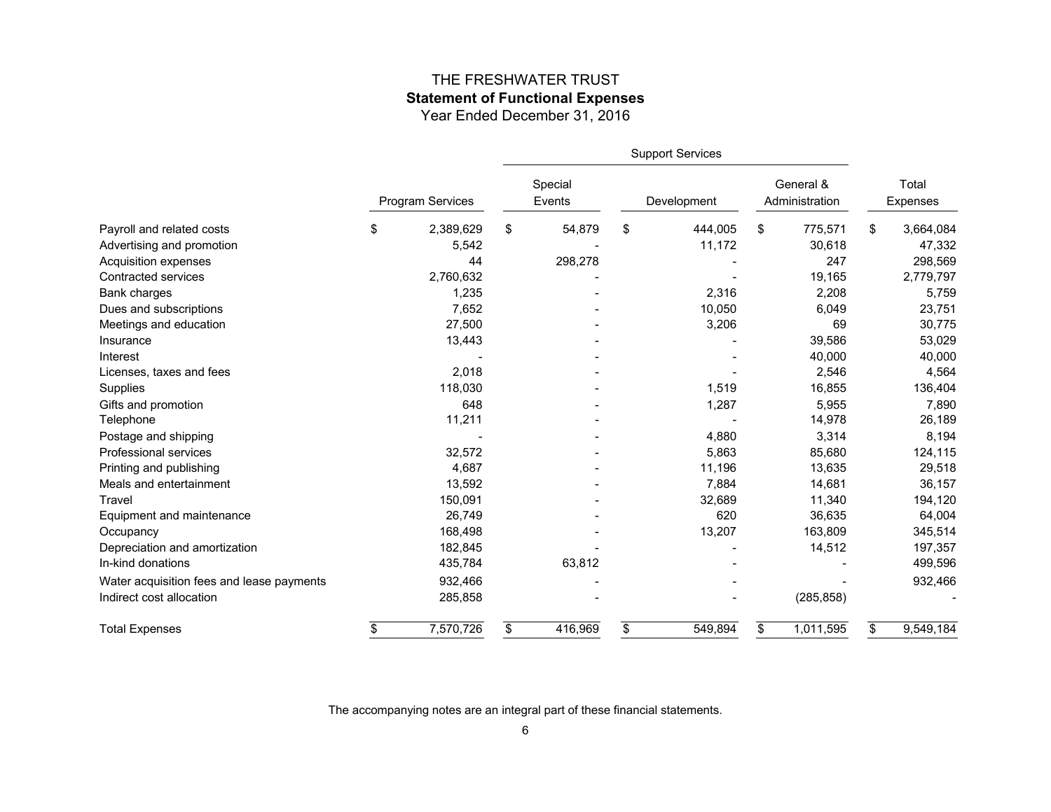# THE FRESHWATER TRUST

## Statement of Functional Expenses

Year Ended December 31, 2016

| | Program Services | Support Services | | | Total Expenses |
|---|---|---|---|---|---|
| | | Special Events | Development | General & Administration | |
| Payroll and related costs | $ 2,389,629 | $ 54,879 | $ 444,005 | $ 775,571 | $ 3,664,084 |
| Advertising and promotion | 5,542 | - | 11,172 | 30,618 | 47,332 |
| Acquisition expenses | 44 | 298,278 | - | 247 | 298,569 |
| Contracted services | 2,760,632 | - | - | 19,165 | 2,779,797 |
| Bank charges | 1,235 | - | 2,316 | 2,208 | 5,759 |
| Dues and subscriptions | 7,652 | - | 10,050 | 6,049 | 23,751 |
| Meetings and education | 27,500 | - | 3,206 | 69 | 30,775 |
| Insurance | 13,443 | - | - | 39,586 | 53,029 |
| Interest | - | - | - | 40,000 | 40,000 |
| Licenses, taxes and fees | 2,018 | - | - | 2,546 | 4,564 |
| Supplies | 118,030 | - | 1,519 | 16,855 | 136,404 |
| Gifts and promotion | 648 | - | 1,287 | 5,955 | 7,890 |
| Telephone | 11,211 | - | - | 14,978 | 26,189 |
| Postage and shipping | - | - | 4,880 | 3,314 | 8,194 |
| Professional services | 32,572 | - | 5,863 | 85,680 | 124,115 |
| Printing and publishing | 4,687 | - | 11,196 | 13,635 | 29,518 |
| Meals and entertainment | 13,592 | - | 7,884 | 14,681 | 36,157 |
| Travel | 150,091 | - | 32,689 | 11,340 | 194,120 |
| Equipment and maintenance | 26,749 | - | 620 | 36,635 | 64,004 |
| Occupancy | 168,498 | - | 13,207 | 163,809 | 345,514 |
| Depreciation and amortization | 182,845 | - | - | 14,512 | 197,357 |
| In-kind donations | 435,784 | 63,812 | - | - | 499,596 |
| Water acquisition fees and lease payments | 932,466 | - | - | - | 932,466 |
| Indirect cost allocation | 285,858 | - | - | (285,858) | - |
| Total Expenses | $ 7,570,726 | $ 416,969 | $ 549,894 | $ 1,011,595 | $ 9,549,184 |

The accompanying notes are an integral part of these financial statements.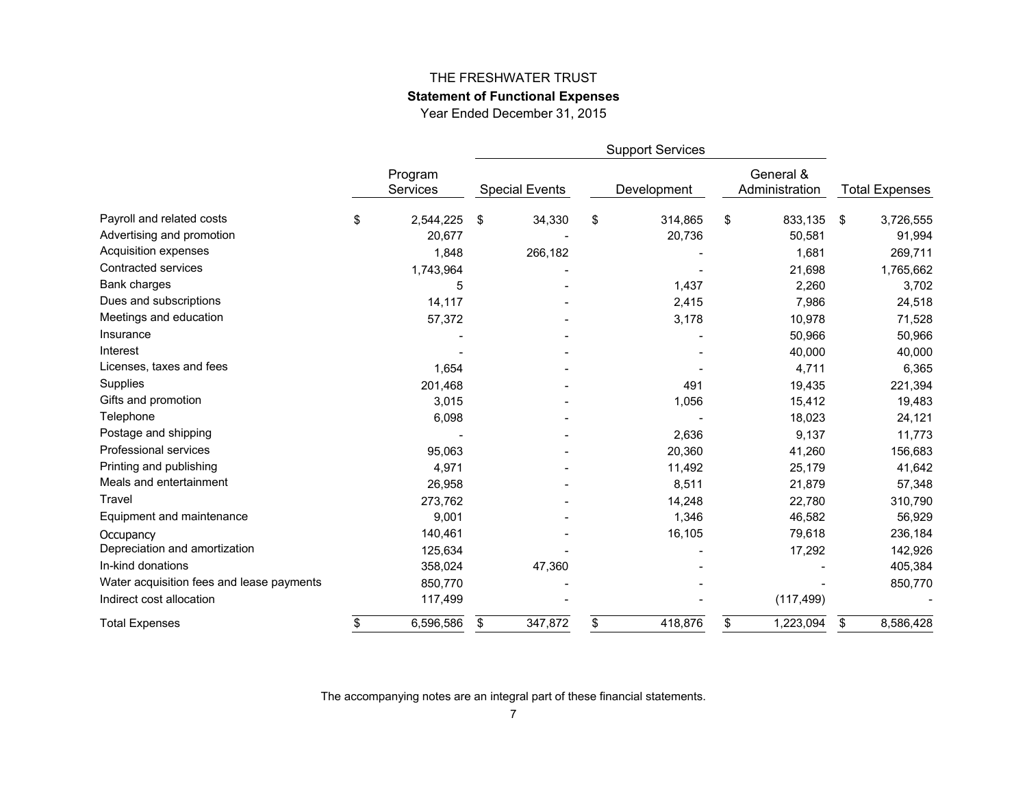THE FRESHWATER TRUST

**Statement of Functional Expenses**

Year Ended December 31, 2015

| | Program Services | Support Services | | | Total Expenses |
|---|---|---|---|---|---|
| | | Special Events | Development | General & Administration | |
| Payroll and related costs | $ 2,544,225 | $ 34,330 | $ 314,865 | $ 833,135 | $ 3,726,555 |
| Advertising and promotion | 20,677 | - | 20,736 | 50,581 | 91,994 |
| Acquisition expenses | 1,848 | 266,182 | - | 1,681 | 269,711 |
| Contracted services | 1,743,964 | - | - | 21,698 | 1,765,662 |
| Bank charges | 5 | - | 1,437 | 2,260 | 3,702 |
| Dues and subscriptions | 14,117 | - | 2,415 | 7,986 | 24,518 |
| Meetings and education | 57,372 | - | 3,178 | 10,978 | 71,528 |
| Insurance | - | - | - | 50,966 | 50,966 |
| Interest | - | - | - | 40,000 | 40,000 |
| Licenses, taxes and fees | 1,654 | - | - | 4,711 | 6,365 |
| Supplies | 201,468 | - | 491 | 19,435 | 221,394 |
| Gifts and promotion | 3,015 | - | 1,056 | 15,412 | 19,483 |
| Telephone | 6,098 | - | - | 18,023 | 24,121 |
| Postage and shipping | - | - | 2,636 | 9,137 | 11,773 |
| Professional services | 95,063 | - | 20,360 | 41,260 | 156,683 |
| Printing and publishing | 4,971 | - | 11,492 | 25,179 | 41,642 |
| Meals and entertainment | 26,958 | - | 8,511 | 21,879 | 57,348 |
| Travel | 273,762 | - | 14,248 | 22,780 | 310,790 |
| Equipment and maintenance | 9,001 | - | 1,346 | 46,582 | 56,929 |
| Occupancy | 140,461 | - | 16,105 | 79,618 | 236,184 |
| Depreciation and amortization | 125,634 | - | - | 17,292 | 142,926 |
| In-kind donations | 358,024 | 47,360 | - | - | 405,384 |
| Water acquisition fees and lease payments | 850,770 | - | - | - | 850,770 |
| Indirect cost allocation | 117,499 | - | - | (117,499) | - |
| Total Expenses | $ 6,596,586 | $ 347,872 | $ 418,876 | $ 1,223,094 | $ 8,586,428 |

The accompanying notes are an integral part of these financial statements.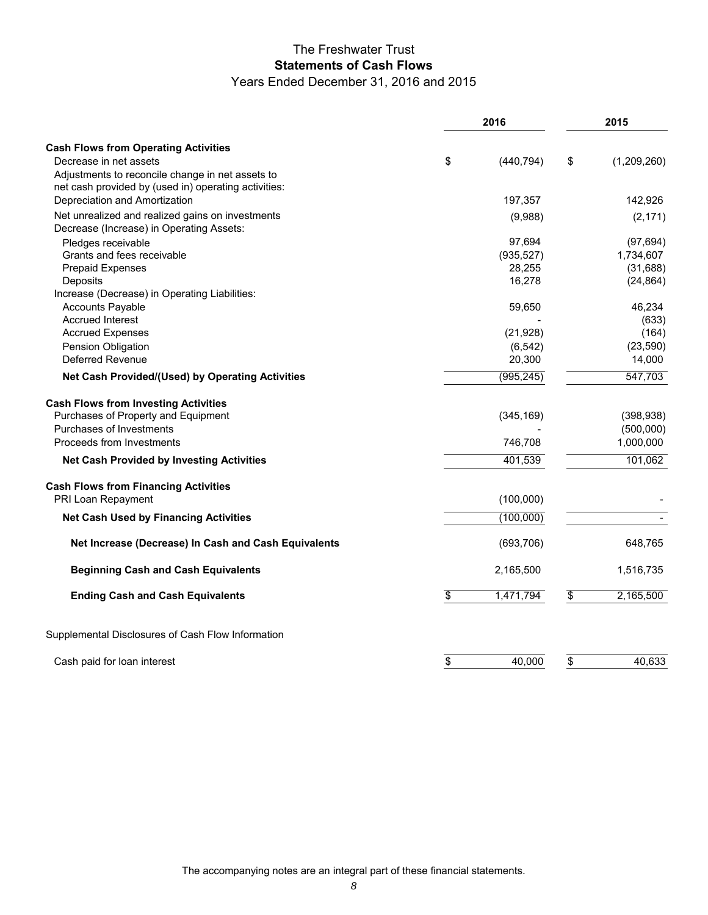# The Freshwater Trust
## Statements of Cash Flows
### Years Ended December 31, 2016 and 2015

| | 2016 | 2015 |
|---|---|---|
| **Cash Flows from Operating Activities** | | |
| Decrease in net assets | $ (440,794) | $ (1,209,260) |
| Adjustments to reconcile change in net assets to net cash provided by (used in) operating activities: | | |
| Depreciation and Amortization | 197,357 | 142,926 |
| Net unrealized and realized gains on investments | (9,988) | (2,171) |
| Decrease (Increase) in Operating Assets: | | |
| Pledges receivable | 97,694 | (97,694) |
| Grants and fees receivable | (935,527) | 1,734,607 |
| Prepaid Expenses | 28,255 | (31,688) |
| Deposits | 16,278 | (24,864) |
| Increase (Decrease) in Operating Liabilities: | | |
| Accounts Payable | 59,650 | 46,234 |
| Accrued Interest | - | (633) |
| Accrued Expenses | (21,928) | (164) |
| Pension Obligation | (6,542) | (23,590) |
| Deferred Revenue | 20,300 | 14,000 |
| **Net Cash Provided/(Used) by Operating Activities** | (995,245) | 547,703 |
| **Cash Flows from Investing Activities** | | |
| Purchases of Property and Equipment | (345,169) | (398,938) |
| Purchases of Investments | - | (500,000) |
| Proceeds from Investments | 746,708 | 1,000,000 |
| **Net Cash Provided by Investing Activities** | 401,539 | 101,062 |
| **Cash Flows from Financing Activities** | | |
| PRI Loan Repayment | (100,000) | - |
| **Net Cash Used by Financing Activities** | (100,000) | - |
| **Net Increase (Decrease) In Cash and Cash Equivalents** | (693,706) | 648,765 |
| **Beginning Cash and Cash Equivalents** | 2,165,500 | 1,516,735 |
| **Ending Cash and Cash Equivalents** | $ 1,471,794 | $ 2,165,500 |

Supplemental Disclosures of Cash Flow Information

| | 2016 | 2015 |
|---|---|---|
| Cash paid for loan interest | $ 40,000 | $ 40,633 |

The accompanying notes are an integral part of these financial statements.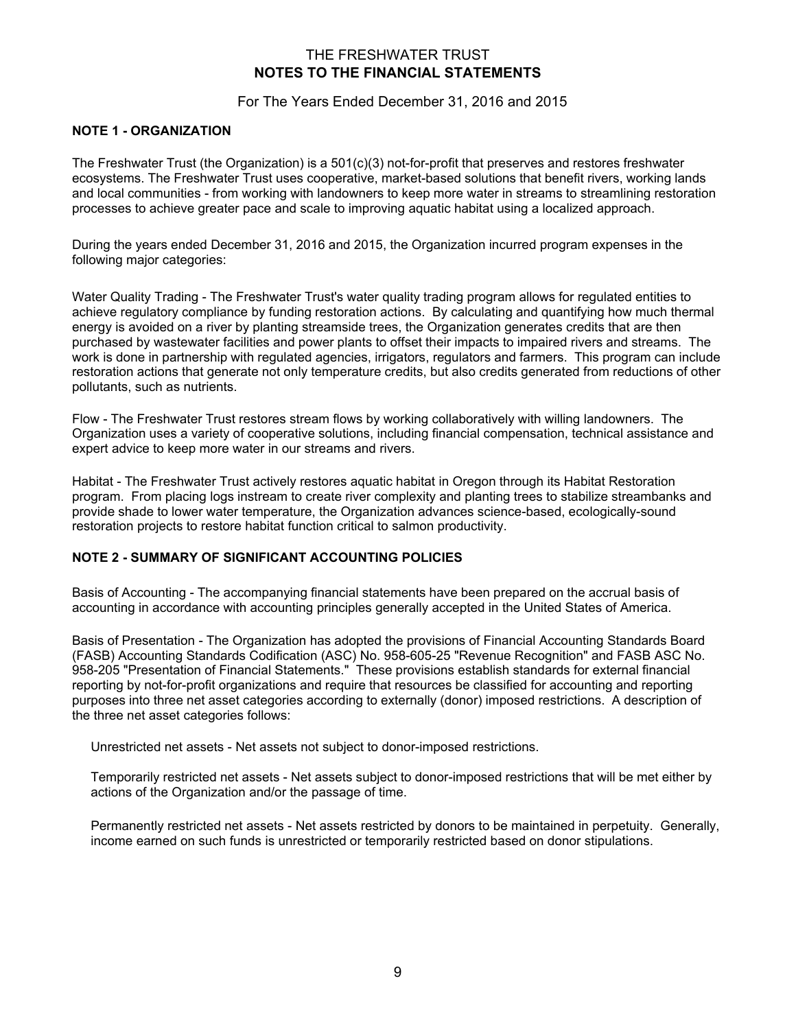# THE FRESHWATER TRUST
## NOTES TO THE FINANCIAL STATEMENTS

For The Years Ended December 31, 2016 and 2015

### NOTE 1 - ORGANIZATION

The Freshwater Trust (the Organization) is a 501(c)(3) not-for-profit that preserves and restores freshwater ecosystems. The Freshwater Trust uses cooperative, market-based solutions that benefit rivers, working lands and local communities - from working with landowners to keep more water in streams to streamlining restoration processes to achieve greater pace and scale to improving aquatic habitat using a localized approach.

During the years ended December 31, 2016 and 2015, the Organization incurred program expenses in the following major categories:

Water Quality Trading - The Freshwater Trust's water quality trading program allows for regulated entities to achieve regulatory compliance by funding restoration actions. By calculating and quantifying how much thermal energy is avoided on a river by planting streamside trees, the Organization generates credits that are then purchased by wastewater facilities and power plants to offset their impacts to impaired rivers and streams. The work is done in partnership with regulated agencies, irrigators, regulators and farmers. This program can include restoration actions that generate not only temperature credits, but also credits generated from reductions of other pollutants, such as nutrients.

Flow - The Freshwater Trust restores stream flows by working collaboratively with willing landowners. The Organization uses a variety of cooperative solutions, including financial compensation, technical assistance and expert advice to keep more water in our streams and rivers.

Habitat - The Freshwater Trust actively restores aquatic habitat in Oregon through its Habitat Restoration program. From placing logs instream to create river complexity and planting trees to stabilize streambanks and provide shade to lower water temperature, the Organization advances science-based, ecologically-sound restoration projects to restore habitat function critical to salmon productivity.

### NOTE 2 - SUMMARY OF SIGNIFICANT ACCOUNTING POLICIES

Basis of Accounting - The accompanying financial statements have been prepared on the accrual basis of accounting in accordance with accounting principles generally accepted in the United States of America.

Basis of Presentation - The Organization has adopted the provisions of Financial Accounting Standards Board (FASB) Accounting Standards Codification (ASC) No. 958-605-25 "Revenue Recognition" and FASB ASC No. 958-205 "Presentation of Financial Statements." These provisions establish standards for external financial reporting by not-for-profit organizations and require that resources be classified for accounting and reporting purposes into three net asset categories according to externally (donor) imposed restrictions. A description of the three net asset categories follows:

Unrestricted net assets - Net assets not subject to donor-imposed restrictions.

Temporarily restricted net assets - Net assets subject to donor-imposed restrictions that will be met either by actions of the Organization and/or the passage of time.

Permanently restricted net assets - Net assets restricted by donors to be maintained in perpetuity. Generally, income earned on such funds is unrestricted or temporarily restricted based on donor stipulations.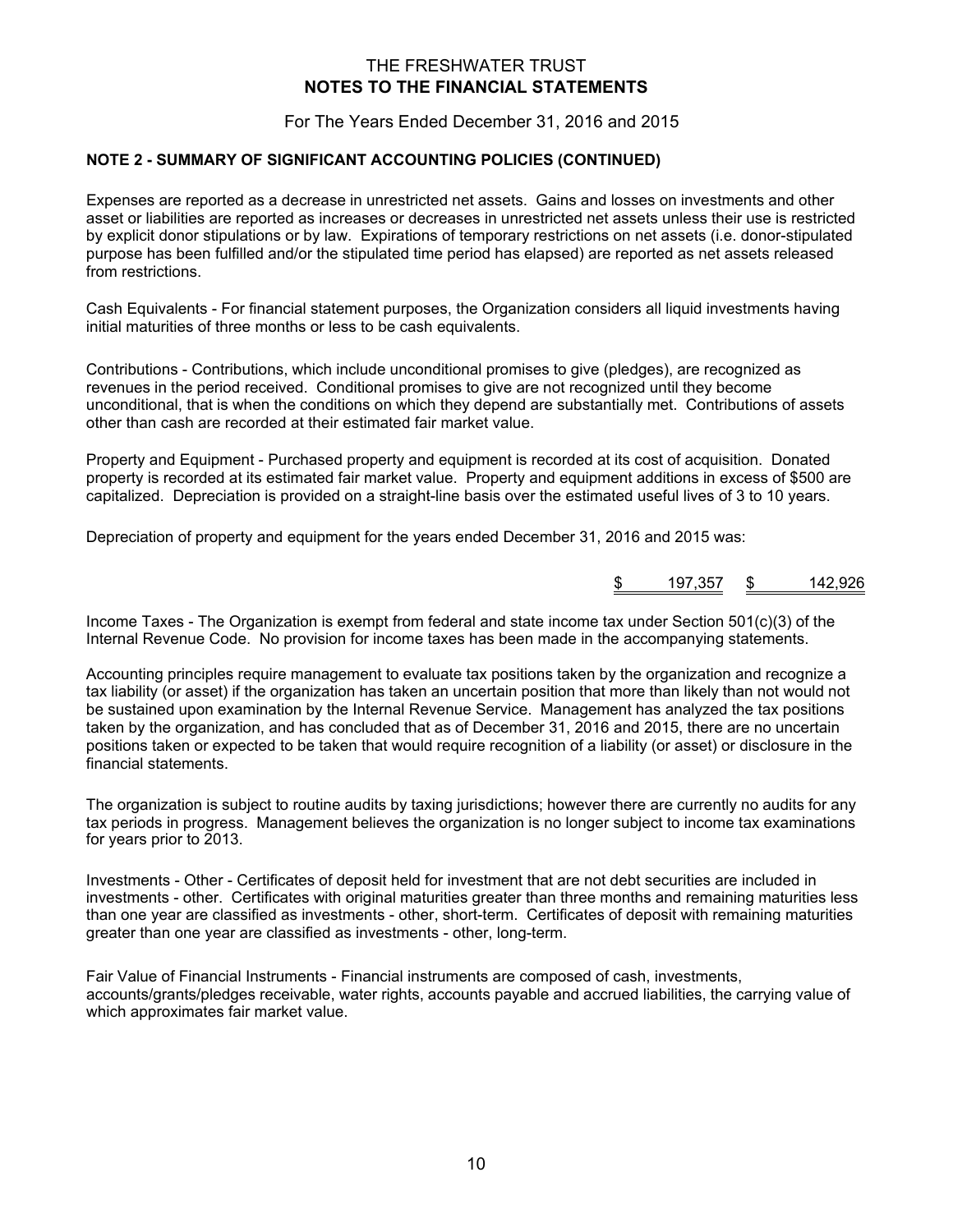# THE FRESHWATER TRUST
## NOTES TO THE FINANCIAL STATEMENTS

For The Years Ended December 31, 2016 and 2015

### NOTE 2 - SUMMARY OF SIGNIFICANT ACCOUNTING POLICIES (CONTINUED)

Expenses are reported as a decrease in unrestricted net assets. Gains and losses on investments and other asset or liabilities are reported as increases or decreases in unrestricted net assets unless their use is restricted by explicit donor stipulations or by law. Expirations of temporary restrictions on net assets (i.e. donor-stipulated purpose has been fulfilled and/or the stipulated time period has elapsed) are reported as net assets released from restrictions.

Cash Equivalents - For financial statement purposes, the Organization considers all liquid investments having initial maturities of three months or less to be cash equivalents.

Contributions - Contributions, which include unconditional promises to give (pledges), are recognized as revenues in the period received. Conditional promises to give are not recognized until they become unconditional, that is when the conditions on which they depend are substantially met. Contributions of assets other than cash are recorded at their estimated fair market value.

Property and Equipment - Purchased property and equipment is recorded at its cost of acquisition. Donated property is recorded at its estimated fair market value. Property and equipment additions in excess of $500 are capitalized. Depreciation is provided on a straight-line basis over the estimated useful lives of 3 to 10 years.

Depreciation of property and equipment for the years ended December 31, 2016 and 2015 was:

| | 2016 | 2015 |
|---|---|---|
| | $ 197,357 | $ 142,926 |

Income Taxes - The Organization is exempt from federal and state income tax under Section 501(c)(3) of the Internal Revenue Code. No provision for income taxes has been made in the accompanying statements.

Accounting principles require management to evaluate tax positions taken by the organization and recognize a tax liability (or asset) if the organization has taken an uncertain position that more than likely than not would not be sustained upon examination by the Internal Revenue Service. Management has analyzed the tax positions taken by the organization, and has concluded that as of December 31, 2016 and 2015, there are no uncertain positions taken or expected to be taken that would require recognition of a liability (or asset) or disclosure in the financial statements.

The organization is subject to routine audits by taxing jurisdictions; however there are currently no audits for any tax periods in progress. Management believes the organization is no longer subject to income tax examinations for years prior to 2013.

Investments - Other - Certificates of deposit held for investment that are not debt securities are included in investments - other. Certificates with original maturities greater than three months and remaining maturities less than one year are classified as investments - other, short-term. Certificates of deposit with remaining maturities greater than one year are classified as investments - other, long-term.

Fair Value of Financial Instruments - Financial instruments are composed of cash, investments, accounts/grants/pledges receivable, water rights, accounts payable and accrued liabilities, the carrying value of which approximates fair market value.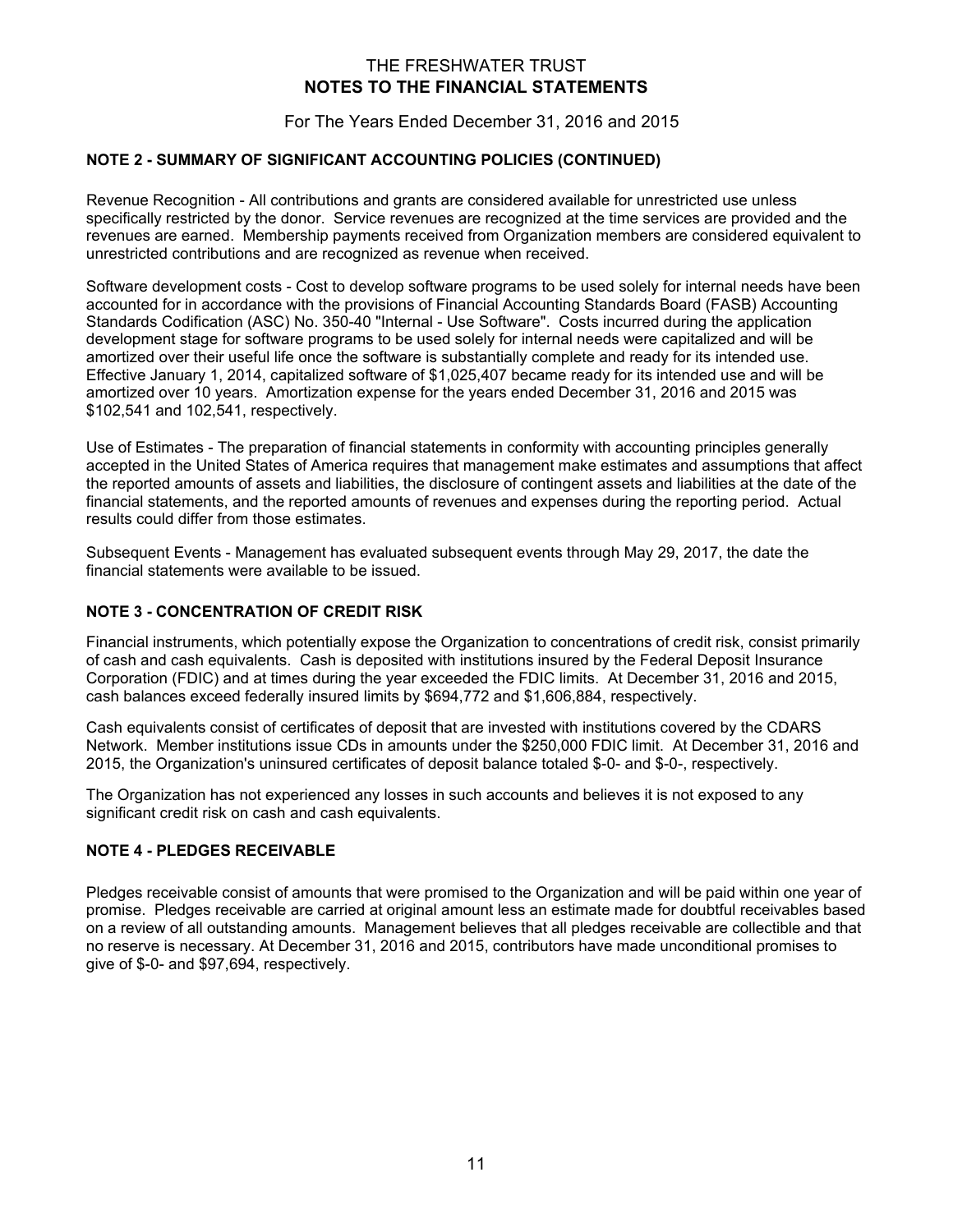THE FRESHWATER TRUST

**NOTES TO THE FINANCIAL STATEMENTS**

For The Years Ended December 31, 2016 and 2015

## NOTE 2 - SUMMARY OF SIGNIFICANT ACCOUNTING POLICIES (CONTINUED)

Revenue Recognition - All contributions and grants are considered available for unrestricted use unless specifically restricted by the donor. Service revenues are recognized at the time services are provided and the revenues are earned. Membership payments received from Organization members are considered equivalent to unrestricted contributions and are recognized as revenue when received.

Software development costs - Cost to develop software programs to be used solely for internal needs have been accounted for in accordance with the provisions of Financial Accounting Standards Board (FASB) Accounting Standards Codification (ASC) No. 350-40 "Internal - Use Software". Costs incurred during the application development stage for software programs to be used solely for internal needs were capitalized and will be amortized over their useful life once the software is substantially complete and ready for its intended use. Effective January 1, 2014, capitalized software of $1,025,407 became ready for its intended use and will be amortized over 10 years. Amortization expense for the years ended December 31, 2016 and 2015 was $102,541 and 102,541, respectively.

Use of Estimates - The preparation of financial statements in conformity with accounting principles generally accepted in the United States of America requires that management make estimates and assumptions that affect the reported amounts of assets and liabilities, the disclosure of contingent assets and liabilities at the date of the financial statements, and the reported amounts of revenues and expenses during the reporting period. Actual results could differ from those estimates.

Subsequent Events - Management has evaluated subsequent events through May 29, 2017, the date the financial statements were available to be issued.

## NOTE 3 - CONCENTRATION OF CREDIT RISK

Financial instruments, which potentially expose the Organization to concentrations of credit risk, consist primarily of cash and cash equivalents. Cash is deposited with institutions insured by the Federal Deposit Insurance Corporation (FDIC) and at times during the year exceeded the FDIC limits. At December 31, 2016 and 2015, cash balances exceed federally insured limits by $694,772 and $1,606,884, respectively.

Cash equivalents consist of certificates of deposit that are invested with institutions covered by the CDARS Network. Member institutions issue CDs in amounts under the $250,000 FDIC limit. At December 31, 2016 and 2015, the Organization's uninsured certificates of deposit balance totaled $-0- and $-0-, respectively.

The Organization has not experienced any losses in such accounts and believes it is not exposed to any significant credit risk on cash and cash equivalents.

## NOTE 4 - PLEDGES RECEIVABLE

Pledges receivable consist of amounts that were promised to the Organization and will be paid within one year of promise. Pledges receivable are carried at original amount less an estimate made for doubtful receivables based on a review of all outstanding amounts. Management believes that all pledges receivable are collectible and that no reserve is necessary. At December 31, 2016 and 2015, contributors have made unconditional promises to give of $-0- and $97,694, respectively.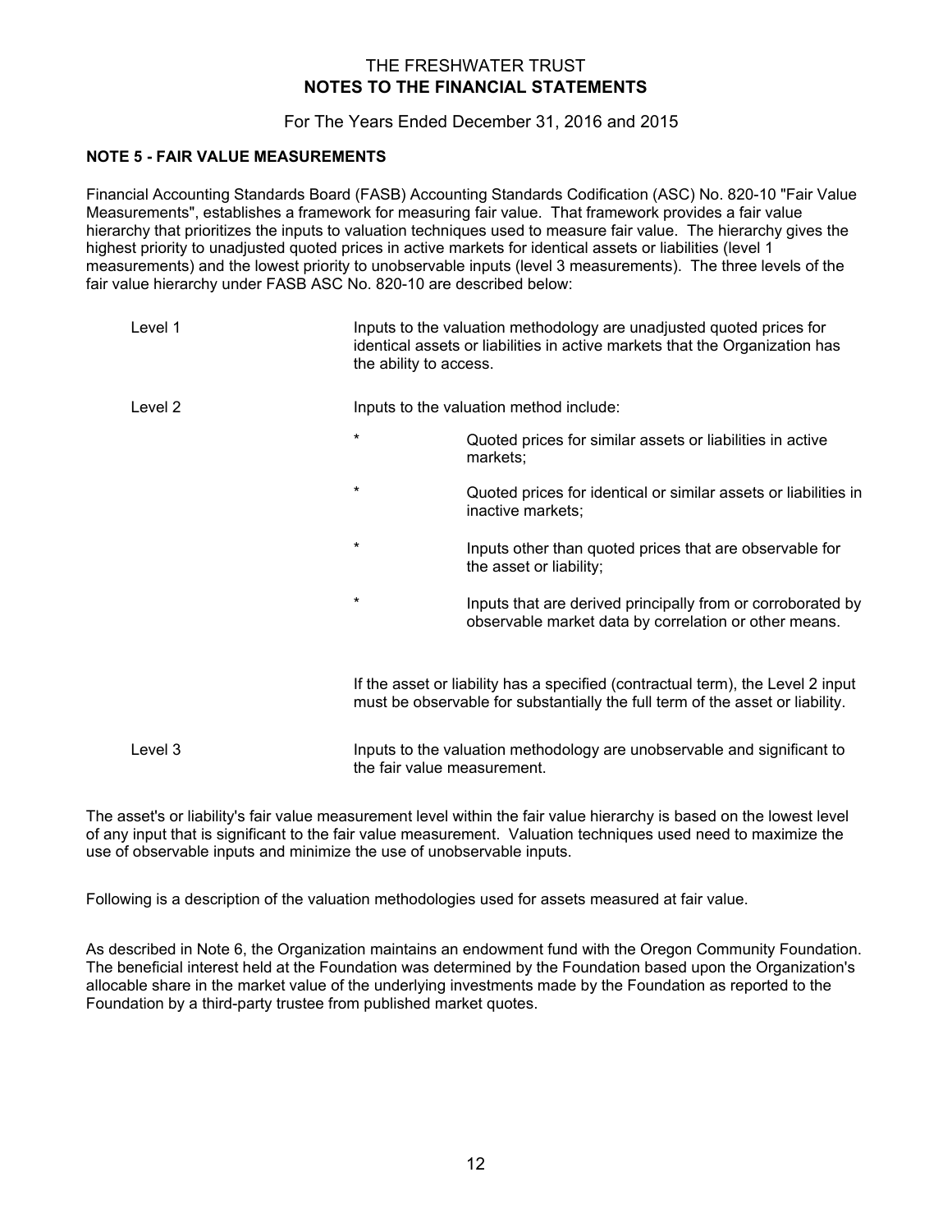## NOTE 5 - FAIR VALUE MEASUREMENTS

Financial Accounting Standards Board (FASB) Accounting Standards Codification (ASC) No. 820-10 "Fair Value Measurements", establishes a framework for measuring fair value. That framework provides a fair value hierarchy that prioritizes the inputs to valuation techniques used to measure fair value. The hierarchy gives the highest priority to unadjusted quoted prices in active markets for identical assets or liabilities (level 1 measurements) and the lowest priority to unobservable inputs (level 3 measurements). The three levels of the fair value hierarchy under FASB ASC No. 820-10 are described below:

Level 1 — Inputs to the valuation methodology are unadjusted quoted prices for identical assets or liabilities in active markets that the Organization has the ability to access.

Level 2 — Inputs to the valuation method include:

- Quoted prices for similar assets or liabilities in active markets;
- Quoted prices for identical or similar assets or liabilities in inactive markets;
- Inputs other than quoted prices that are observable for the asset or liability;
- Inputs that are derived principally from or corroborated by observable market data by correlation or other means.

If the asset or liability has a specified (contractual term), the Level 2 input must be observable for substantially the full term of the asset or liability.

Level 3 — Inputs to the valuation methodology are unobservable and significant to the fair value measurement.

The asset's or liability's fair value measurement level within the fair value hierarchy is based on the lowest level of any input that is significant to the fair value measurement. Valuation techniques used need to maximize the use of observable inputs and minimize the use of unobservable inputs.

Following is a description of the valuation methodologies used for assets measured at fair value.

As described in Note 6, the Organization maintains an endowment fund with the Oregon Community Foundation. The beneficial interest held at the Foundation was determined by the Foundation based upon the Organization's allocable share in the market value of the underlying investments made by the Foundation as reported to the Foundation by a third-party trustee from published market quotes.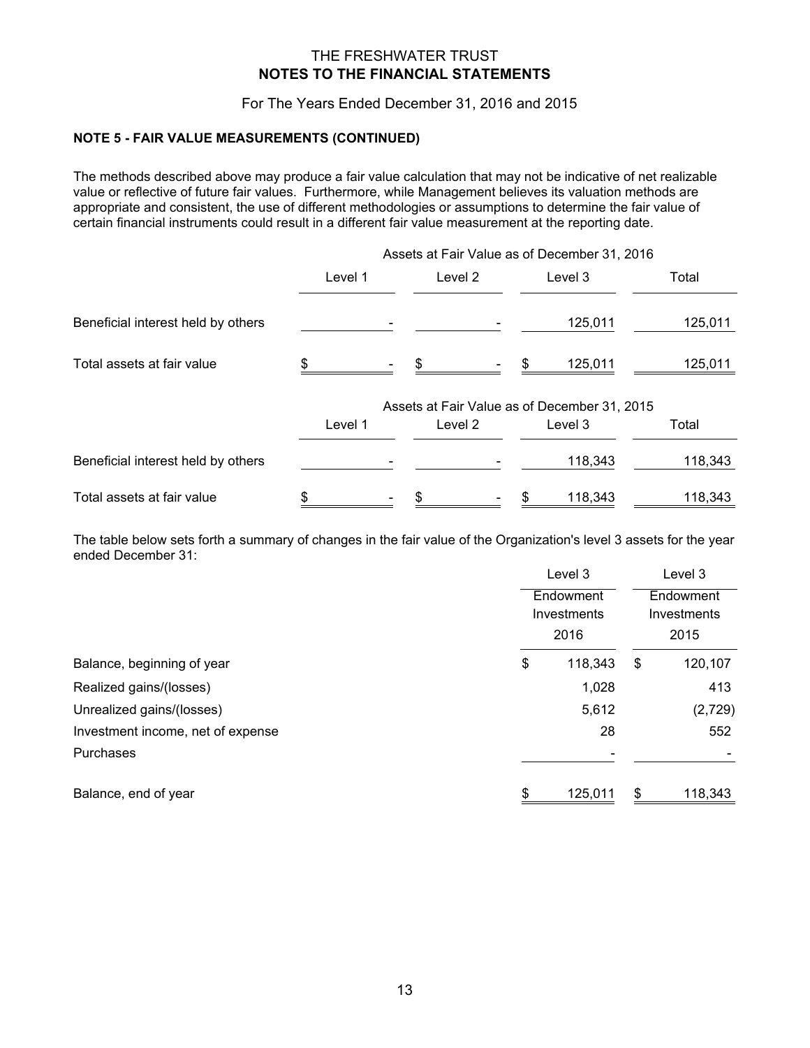THE FRESHWATER TRUST
**NOTES TO THE FINANCIAL STATEMENTS**

For The Years Ended December 31, 2016 and 2015

**NOTE 5 - FAIR VALUE MEASUREMENTS (CONTINUED)**

The methods described above may produce a fair value calculation that may not be indicative of net realizable value or reflective of future fair values. Furthermore, while Management believes its valuation methods are appropriate and consistent, the use of different methodologies or assumptions to determine the fair value of certain financial instruments could result in a different fair value measurement at the reporting date.

| | Assets at Fair Value as of December 31, 2016 | | | |
|---|---|---|---|---|
| | Level 1 | Level 2 | Level 3 | Total |
| Beneficial interest held by others | - | - | 125,011 | 125,011 |
| Total assets at fair value | $ - | $ - | $ 125,011 | 125,011 |

| | Assets at Fair Value as of December 31, 2015 | | | |
|---|---|---|---|---|
| | Level 1 | Level 2 | Level 3 | Total |
| Beneficial interest held by others | - | - | 118,343 | 118,343 |
| Total assets at fair value | $ - | $ - | $ 118,343 | 118,343 |

The table below sets forth a summary of changes in the fair value of the Organization's level 3 assets for the year ended December 31:

| | Level 3 Endowment Investments 2016 | Level 3 Endowment Investments 2015 |
|---|---|---|
| Balance, beginning of year | $ 118,343 | $ 120,107 |
| Realized gains/(losses) | 1,028 | 413 |
| Unrealized gains/(losses) | 5,612 | (2,729) |
| Investment income, net of expense | 28 | 552 |
| Purchases | - | - |
| Balance, end of year | $ 125,011 | $ 118,343 |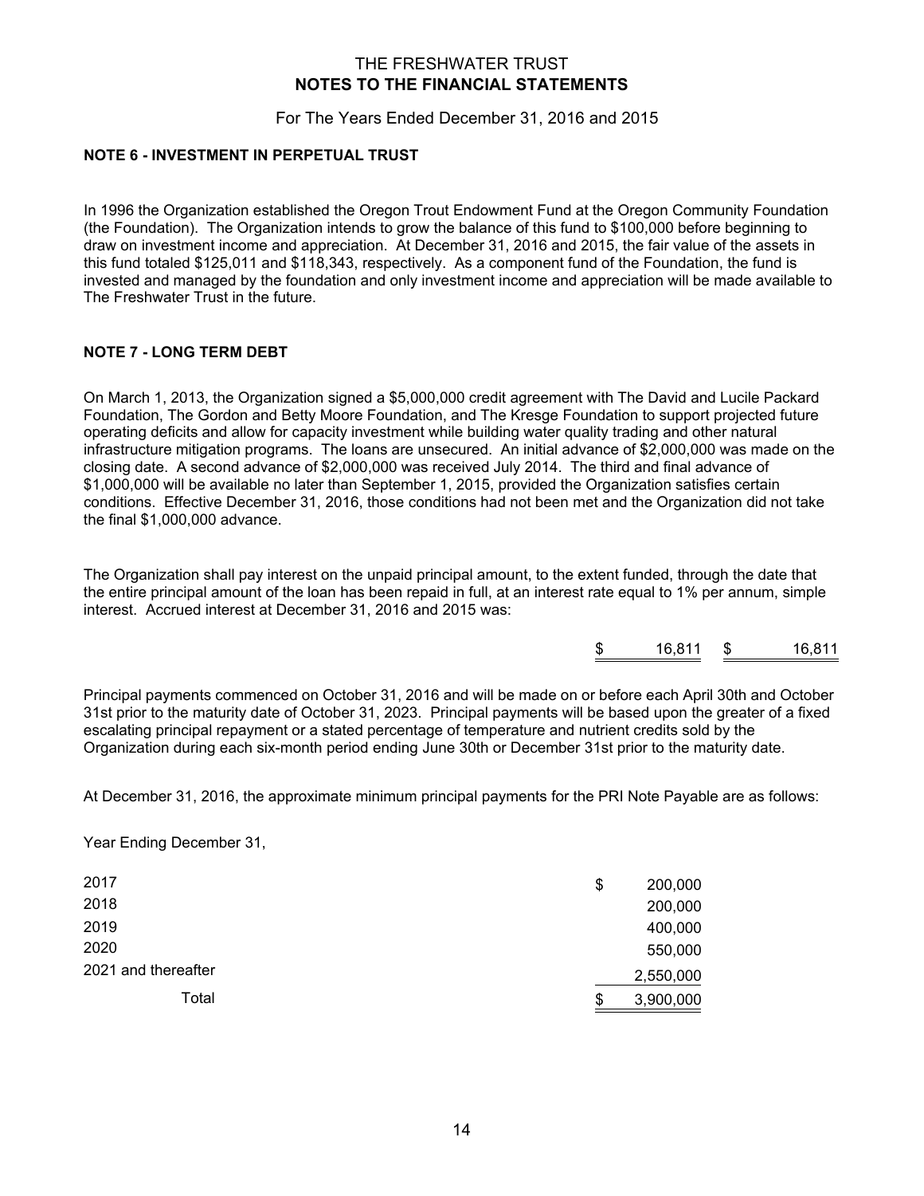THE FRESHWATER TRUST
**NOTES TO THE FINANCIAL STATEMENTS**

For The Years Ended December 31, 2016 and 2015

**NOTE 6 - INVESTMENT IN PERPETUAL TRUST**

In 1996 the Organization established the Oregon Trout Endowment Fund at the Oregon Community Foundation (the Foundation). The Organization intends to grow the balance of this fund to $100,000 before beginning to draw on investment income and appreciation. At December 31, 2016 and 2015, the fair value of the assets in this fund totaled $125,011 and $118,343, respectively. As a component fund of the Foundation, the fund is invested and managed by the foundation and only investment income and appreciation will be made available to The Freshwater Trust in the future.

**NOTE 7 - LONG TERM DEBT**

On March 1, 2013, the Organization signed a $5,000,000 credit agreement with The David and Lucile Packard Foundation, The Gordon and Betty Moore Foundation, and The Kresge Foundation to support projected future operating deficits and allow for capacity investment while building water quality trading and other natural infrastructure mitigation programs. The loans are unsecured. An initial advance of $2,000,000 was made on the closing date. A second advance of $2,000,000 was received July 2014. The third and final advance of $1,000,000 will be available no later than September 1, 2015, provided the Organization satisfies certain conditions. Effective December 31, 2016, those conditions had not been met and the Organization did not take the final $1,000,000 advance.

The Organization shall pay interest on the unpaid principal amount, to the extent funded, through the date that the entire principal amount of the loan has been repaid in full, at an interest rate equal to 1% per annum, simple interest. Accrued interest at December 31, 2016 and 2015 was:

| | 2016 | 2015 |
|---|---|---|
| | $ 16,811 | $ 16,811 |

Principal payments commenced on October 31, 2016 and will be made on or before each April 30th and October 31st prior to the maturity date of October 31, 2023. Principal payments will be based upon the greater of a fixed escalating principal repayment or a stated percentage of temperature and nutrient credits sold by the Organization during each six-month period ending June 30th or December 31st prior to the maturity date.

At December 31, 2016, the approximate minimum principal payments for the PRI Note Payable are as follows:

| Year Ending December 31, | |
|---|---|
| 2017 | $ 200,000 |
| 2018 | 200,000 |
| 2019 | 400,000 |
| 2020 | 550,000 |
| 2021 and thereafter | 2,550,000 |
| Total | $ 3,900,000 |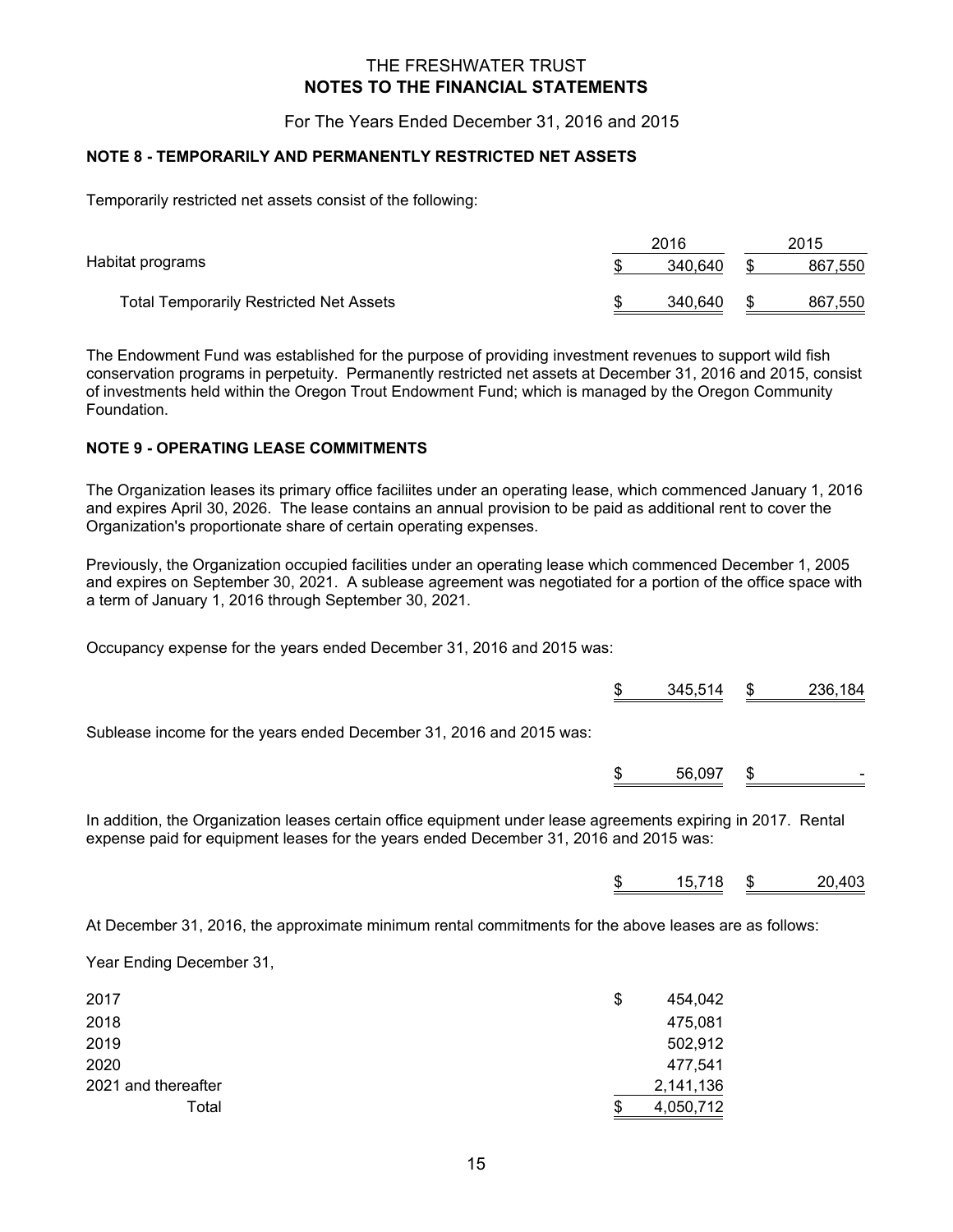# THE FRESHWATER TRUST
## NOTES TO THE FINANCIAL STATEMENTS

For The Years Ended December 31, 2016 and 2015

### NOTE 8 - TEMPORARILY AND PERMANENTLY RESTRICTED NET ASSETS

Temporarily restricted net assets consist of the following:

| | 2016 | 2015 |
|---|---|---|
| Habitat programs | $ 340,640 | $ 867,550 |
| Total Temporarily Restricted Net Assets | $ 340,640 | $ 867,550 |

The Endowment Fund was established for the purpose of providing investment revenues to support wild fish conservation programs in perpetuity. Permanently restricted net assets at December 31, 2016 and 2015, consist of investments held within the Oregon Trout Endowment Fund; which is managed by the Oregon Community Foundation.

### NOTE 9 - OPERATING LEASE COMMITMENTS

The Organization leases its primary office faciliites under an operating lease, which commenced January 1, 2016 and expires April 30, 2026. The lease contains an annual provision to be paid as additional rent to cover the Organization's proportionate share of certain operating expenses.

Previously, the Organization occupied facilities under an operating lease which commenced December 1, 2005 and expires on September 30, 2021. A sublease agreement was negotiated for a portion of the office space with a term of January 1, 2016 through September 30, 2021.

Occupancy expense for the years ended December 31, 2016 and 2015 was:

| | 2016 | 2015 |
|---|---|---|
| | $ 345,514 | $ 236,184 |

Sublease income for the years ended December 31, 2016 and 2015 was:

| | 2016 | 2015 |
|---|---|---|
| | $ 56,097 | $ - |

In addition, the Organization leases certain office equipment under lease agreements expiring in 2017. Rental expense paid for equipment leases for the years ended December 31, 2016 and 2015 was:

| | 2016 | 2015 |
|---|---|---|
| | $ 15,718 | $ 20,403 |

At December 31, 2016, the approximate minimum rental commitments for the above leases are as follows:

Year Ending December 31,

| | |
|---|---|
| 2017 | $ 454,042 |
| 2018 | 475,081 |
| 2019 | 502,912 |
| 2020 | 477,541 |
| 2021 and thereafter | 2,141,136 |
| Total | $ 4,050,712 |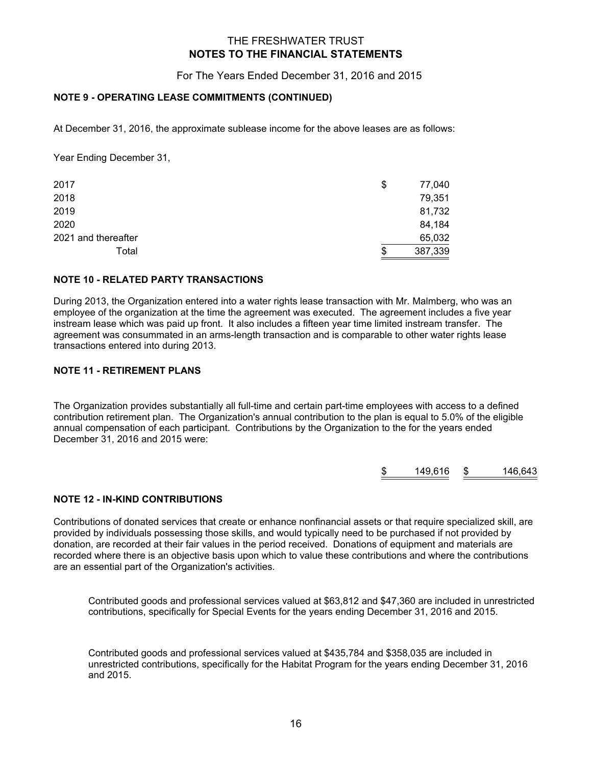THE FRESHWATER TRUST
**NOTES TO THE FINANCIAL STATEMENTS**

For The Years Ended December 31, 2016 and 2015

**NOTE 9 - OPERATING LEASE COMMITMENTS (CONTINUED)**

At December 31, 2016, the approximate sublease income for the above leases are as follows:

Year Ending December 31,

| | |
|---|---|
| 2017 | $ 77,040 |
| 2018 | 79,351 |
| 2019 | 81,732 |
| 2020 | 84,184 |
| 2021 and thereafter | 65,032 |
| Total | $ 387,339 |

**NOTE 10 - RELATED PARTY TRANSACTIONS**

During 2013, the Organization entered into a water rights lease transaction with Mr. Malmberg, who was an employee of the organization at the time the agreement was executed. The agreement includes a five year instream lease which was paid up front. It also includes a fifteen year time limited instream transfer. The agreement was consummated in an arms-length transaction and is comparable to other water rights lease transactions entered into during 2013.

**NOTE 11 - RETIREMENT PLANS**

The Organization provides substantially all full-time and certain part-time employees with access to a defined contribution retirement plan. The Organization's annual contribution to the plan is equal to 5.0% of the eligible annual compensation of each participant. Contributions by the Organization to the for the years ended December 31, 2016 and 2015 were:

| 2016 | 2015 |
|---|---|
| $ 149,616 | $ 146,643 |

**NOTE 12 - IN-KIND CONTRIBUTIONS**

Contributions of donated services that create or enhance nonfinancial assets or that require specialized skill, are provided by individuals possessing those skills, and would typically need to be purchased if not provided by donation, are recorded at their fair values in the period received. Donations of equipment and materials are recorded where there is an objective basis upon which to value these contributions and where the contributions are an essential part of the Organization's activities.

Contributed goods and professional services valued at $63,812 and $47,360 are included in unrestricted contributions, specifically for Special Events for the years ending December 31, 2016 and 2015.

Contributed goods and professional services valued at $435,784 and $358,035 are included in unrestricted contributions, specifically for the Habitat Program for the years ending December 31, 2016 and 2015.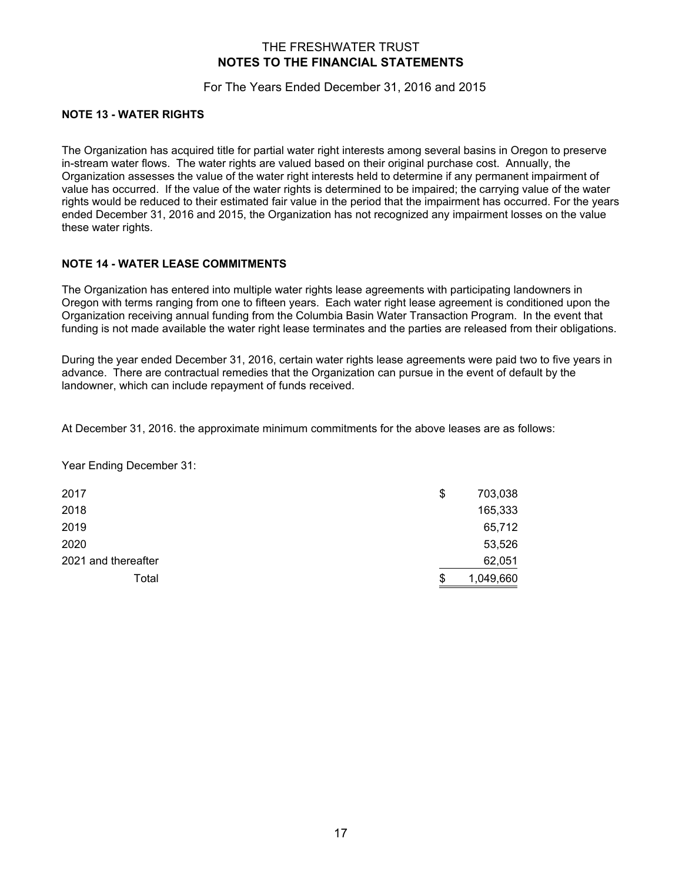THE FRESHWATER TRUST
**NOTES TO THE FINANCIAL STATEMENTS**

For The Years Ended December 31, 2016 and 2015

**NOTE 13 - WATER RIGHTS**

The Organization has acquired title for partial water right interests among several basins in Oregon to preserve in-stream water flows. The water rights are valued based on their original purchase cost. Annually, the Organization assesses the value of the water right interests held to determine if any permanent impairment of value has occurred. If the value of the water rights is determined to be impaired; the carrying value of the water rights would be reduced to their estimated fair value in the period that the impairment has occurred. For the years ended December 31, 2016 and 2015, the Organization has not recognized any impairment losses on the value these water rights.

**NOTE 14 - WATER LEASE COMMITMENTS**

The Organization has entered into multiple water rights lease agreements with participating landowners in Oregon with terms ranging from one to fifteen years. Each water right lease agreement is conditioned upon the Organization receiving annual funding from the Columbia Basin Water Transaction Program. In the event that funding is not made available the water right lease terminates and the parties are released from their obligations.

During the year ended December 31, 2016, certain water rights lease agreements were paid two to five years in advance. There are contractual remedies that the Organization can pursue in the event of default by the landowner, which can include repayment of funds received.

At December 31, 2016. the approximate minimum commitments for the above leases are as follows:

Year Ending December 31:

| | |
|---|---|
| 2017 | $ 703,038 |
| 2018 | 165,333 |
| 2019 | 65,712 |
| 2020 | 53,526 |
| 2021 and thereafter | 62,051 |
| Total | $ 1,049,660 |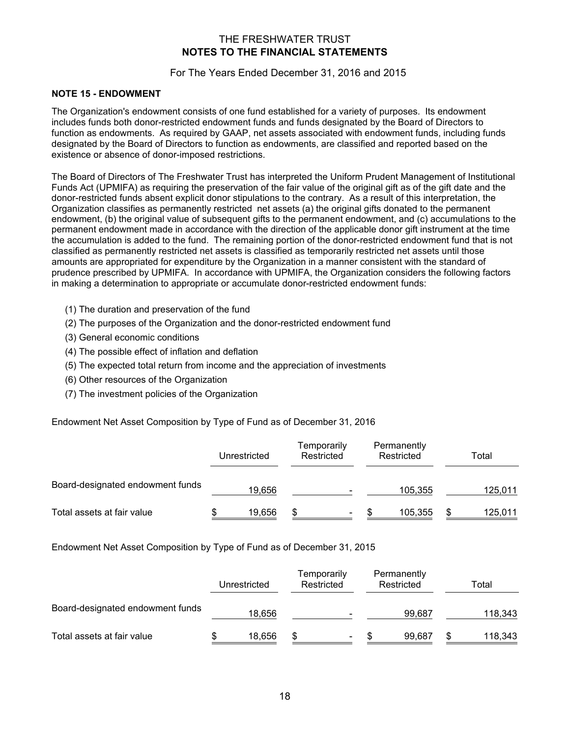THE FRESHWATER TRUST

**NOTES TO THE FINANCIAL STATEMENTS**

For The Years Ended December 31, 2016 and 2015

**NOTE 15 - ENDOWMENT**

The Organization's endowment consists of one fund established for a variety of purposes. Its endowment includes funds both donor-restricted endowment funds and funds designated by the Board of Directors to function as endowments. As required by GAAP, net assets associated with endowment funds, including funds designated by the Board of Directors to function as endowments, are classified and reported based on the existence or absence of donor-imposed restrictions.

The Board of Directors of The Freshwater Trust has interpreted the Uniform Prudent Management of Institutional Funds Act (UPMIFA) as requiring the preservation of the fair value of the original gift as of the gift date and the donor-restricted funds absent explicit donor stipulations to the contrary. As a result of this interpretation, the Organization classifies as permanently restricted net assets (a) the original gifts donated to the permanent endowment, (b) the original value of subsequent gifts to the permanent endowment, and (c) accumulations to the permanent endowment made in accordance with the direction of the applicable donor gift instrument at the time the accumulation is added to the fund. The remaining portion of the donor-restricted endowment fund that is not classified as permanently restricted net assets is classified as temporarily restricted net assets until those amounts are appropriated for expenditure by the Organization in a manner consistent with the standard of prudence prescribed by UPMIFA. In accordance with UPMIFA, the Organization considers the following factors in making a determination to appropriate or accumulate donor-restricted endowment funds:

(1) The duration and preservation of the fund
(2) The purposes of the Organization and the donor-restricted endowment fund
(3) General economic conditions
(4) The possible effect of inflation and deflation
(5) The expected total return from income and the appreciation of investments
(6) Other resources of the Organization
(7) The investment policies of the Organization

Endowment Net Asset Composition by Type of Fund as of December 31, 2016

| | Unrestricted | Temporarily Restricted | Permanently Restricted | Total |
|---|---|---|---|---|
| Board-designated endowment funds | 19,656 | - | 105,355 | 125,011 |
| Total assets at fair value | $ 19,656 | $ - | $ 105,355 | $ 125,011 |

Endowment Net Asset Composition by Type of Fund as of December 31, 2015

| | Unrestricted | Temporarily Restricted | Permanently Restricted | Total |
|---|---|---|---|---|
| Board-designated endowment funds | 18,656 | - | 99,687 | 118,343 |
| Total assets at fair value | $ 18,656 | $ - | $ 99,687 | $ 118,343 |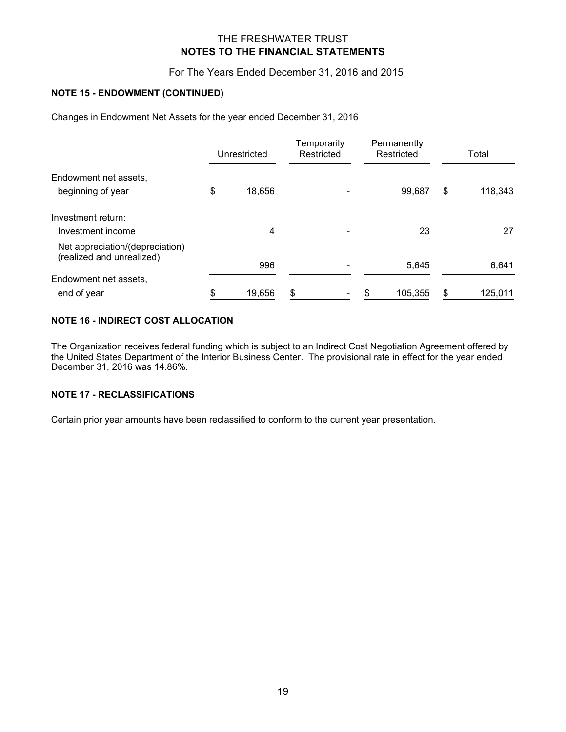THE FRESHWATER TRUST
**NOTES TO THE FINANCIAL STATEMENTS**

For The Years Ended December 31, 2016 and 2015

**NOTE 15 - ENDOWMENT (CONTINUED)**

Changes in Endowment Net Assets for the year ended December 31, 2016

| | Unrestricted | Temporarily Restricted | Permanently Restricted | Total |
|---|---|---|---|---|
| Endowment net assets, beginning of year | $ 18,656 | - | 99,687 | $ 118,343 |
| Investment return: | | | | |
| Investment income | 4 | - | 23 | 27 |
| Net appreciation/(depreciation) (realized and unrealized) | 996 | - | 5,645 | 6,641 |
| Endowment net assets, end of year | $ 19,656 | $ - | $ 105,355 | $ 125,011 |

**NOTE 16 - INDIRECT COST ALLOCATION**

The Organization receives federal funding which is subject to an Indirect Cost Negotiation Agreement offered by the United States Department of the Interior Business Center. The provisional rate in effect for the year ended December 31, 2016 was 14.86%.

**NOTE 17 - RECLASSIFICATIONS**

Certain prior year amounts have been reclassified to conform to the current year presentation.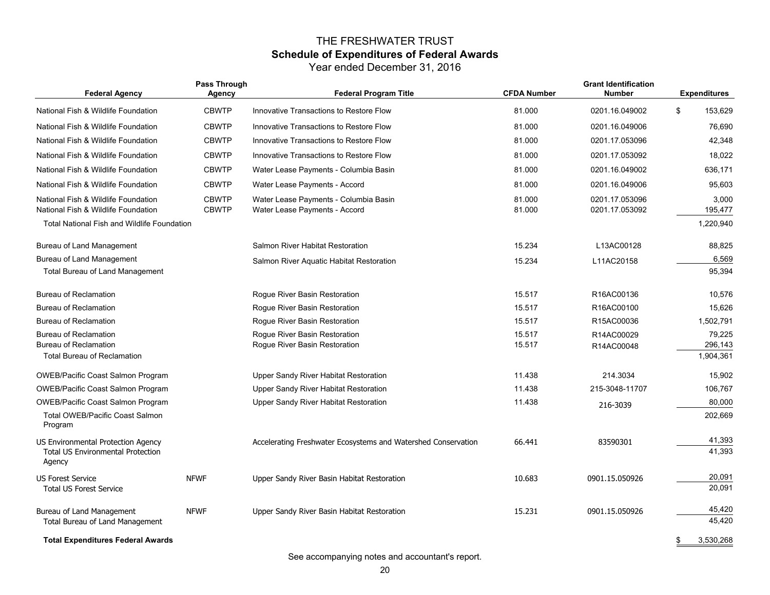# THE FRESHWATER TRUST

## Schedule of Expenditures of Federal Awards

Year ended December 31, 2016

| Federal Agency | Pass Through Agency | Federal Program Title | CFDA Number | Grant Identification Number | Expenditures |
|---|---|---|---|---|---|
| National Fish & Wildlife Foundation | CBWTP | Innovative Transactions to Restore Flow | 81.000 | 0201.16.049002 | $ 153,629 |
| National Fish & Wildlife Foundation | CBWTP | Innovative Transactions to Restore Flow | 81.000 | 0201.16.049006 | 76,690 |
| National Fish & Wildlife Foundation | CBWTP | Innovative Transactions to Restore Flow | 81.000 | 0201.17.053096 | 42,348 |
| National Fish & Wildlife Foundation | CBWTP | Innovative Transactions to Restore Flow | 81.000 | 0201.17.053092 | 18,022 |
| National Fish & Wildlife Foundation | CBWTP | Water Lease Payments - Columbia Basin | 81.000 | 0201.16.049002 | 636,171 |
| National Fish & Wildlife Foundation | CBWTP | Water Lease Payments - Accord | 81.000 | 0201.16.049006 | 95,603 |
| National Fish & Wildlife Foundation | CBWTP | Water Lease Payments - Columbia Basin | 81.000 | 0201.17.053096 | 3,000 |
| National Fish & Wildlife Foundation | CBWTP | Water Lease Payments - Accord | 81.000 | 0201.17.053092 | 195,477 |
| Total National Fish and Wildlife Foundation | | | | | 1,220,940 |
| Bureau of Land Management | | Salmon River Habitat Restoration | 15.234 | L13AC00128 | 88,825 |
| Bureau of Land Management | | Salmon River Aquatic Habitat Restoration | 15.234 | L11AC20158 | 6,569 |
| Total Bureau of Land Management | | | | | 95,394 |
| Bureau of Reclamation | | Rogue River Basin Restoration | 15.517 | R16AC00136 | 10,576 |
| Bureau of Reclamation | | Rogue River Basin Restoration | 15.517 | R16AC00100 | 15,626 |
| Bureau of Reclamation | | Rogue River Basin Restoration | 15.517 | R15AC00036 | 1,502,791 |
| Bureau of Reclamation | | Rogue River Basin Restoration | 15.517 | R14AC00029 | 79,225 |
| Bureau of Reclamation | | Rogue River Basin Restoration | 15.517 | R14AC00048 | 296,143 |
| Total Bureau of Reclamation | | | | | 1,904,361 |
| OWEB/Pacific Coast Salmon Program | | Upper Sandy River Habitat Restoration | 11.438 | 214.3034 | 15,902 |
| OWEB/Pacific Coast Salmon Program | | Upper Sandy River Habitat Restoration | 11.438 | 215-3048-11707 | 106,767 |
| OWEB/Pacific Coast Salmon Program | | Upper Sandy River Habitat Restoration | 11.438 | 216-3039 | 80,000 |
| Total OWEB/Pacific Coast Salmon Program | | | | | 202,669 |
| US Environmental Protection Agency | | Accelerating Freshwater Ecosystems and Watershed Conservation | 66.441 | 83590301 | 41,393 |
| Total US Environmental Protection Agency | | | | | 41,393 |
| US Forest Service | NFWF | Upper Sandy River Basin Habitat Restoration | 10.683 | 0901.15.050926 | 20,091 |
| Total US Forest Service | | | | | 20,091 |
| Bureau of Land Management | NFWF | Upper Sandy River Basin Habitat Restoration | 15.231 | 0901.15.050926 | 45,420 |
| Total Bureau of Land Management | | | | | 45,420 |
| **Total Expenditures Federal Awards** | | | | | $ 3,530,268 |

See accompanying notes and accountant's report.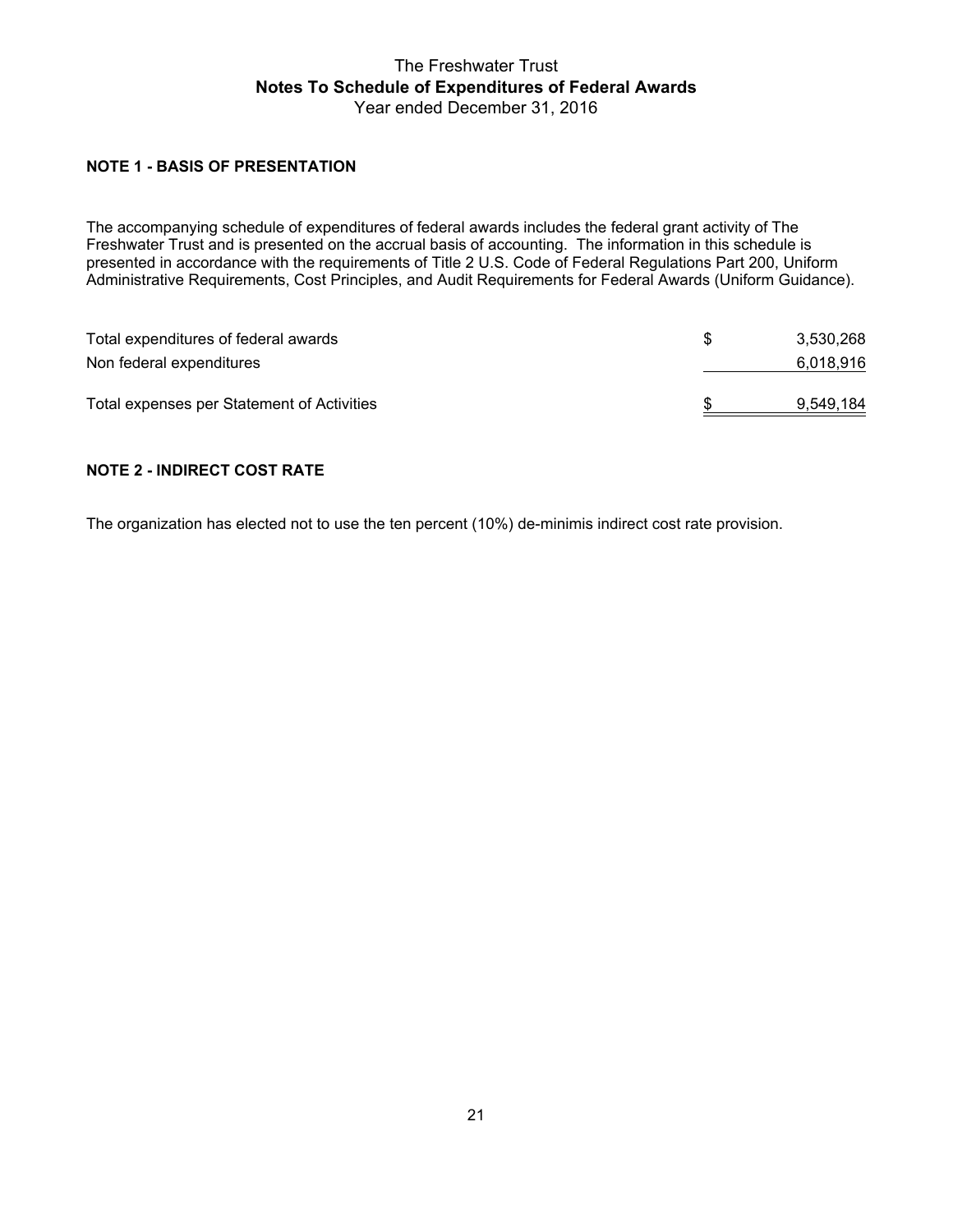# The Freshwater Trust
## Notes To Schedule of Expenditures of Federal Awards
Year ended December 31, 2016

### NOTE 1 - BASIS OF PRESENTATION

The accompanying schedule of expenditures of federal awards includes the federal grant activity of The Freshwater Trust and is presented on the accrual basis of accounting. The information in this schedule is presented in accordance with the requirements of Title 2 U.S. Code of Federal Regulations Part 200, Uniform Administrative Requirements, Cost Principles, and Audit Requirements for Federal Awards (Uniform Guidance).

| | | |
|---|---|---|
| Total expenditures of federal awards | $ | 3,530,268 |
| Non federal expenditures | | 6,018,916 |
| Total expenses per Statement of Activities | $ | 9,549,184 |

### NOTE 2 - INDIRECT COST RATE

The organization has elected not to use the ten percent (10%) de-minimis indirect cost rate provision.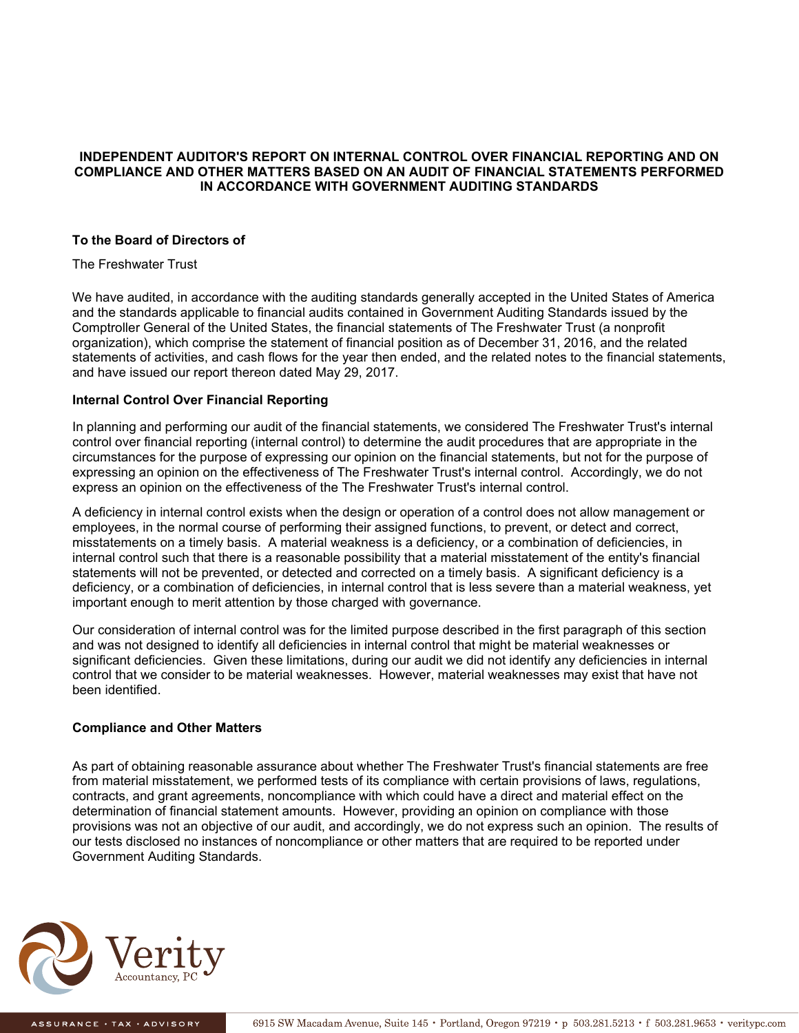**INDEPENDENT AUDITOR'S REPORT ON INTERNAL CONTROL OVER FINANCIAL REPORTING AND ON COMPLIANCE AND OTHER MATTERS BASED ON AN AUDIT OF FINANCIAL STATEMENTS PERFORMED IN ACCORDANCE WITH GOVERNMENT AUDITING STANDARDS**

**To the Board of Directors of**

The Freshwater Trust

We have audited, in accordance with the auditing standards generally accepted in the United States of America and the standards applicable to financial audits contained in Government Auditing Standards issued by the Comptroller General of the United States, the financial statements of The Freshwater Trust (a nonprofit organization), which comprise the statement of financial position as of December 31, 2016, and the related statements of activities, and cash flows for the year then ended, and the related notes to the financial statements, and have issued our report thereon dated May 29, 2017.

**Internal Control Over Financial Reporting**

In planning and performing our audit of the financial statements, we considered The Freshwater Trust's internal control over financial reporting (internal control) to determine the audit procedures that are appropriate in the circumstances for the purpose of expressing our opinion on the financial statements, but not for the purpose of expressing an opinion on the effectiveness of The Freshwater Trust's internal control. Accordingly, we do not express an opinion on the effectiveness of the The Freshwater Trust's internal control.

A deficiency in internal control exists when the design or operation of a control does not allow management or employees, in the normal course of performing their assigned functions, to prevent, or detect and correct, misstatements on a timely basis. A material weakness is a deficiency, or a combination of deficiencies, in internal control such that there is a reasonable possibility that a material misstatement of the entity's financial statements will not be prevented, or detected and corrected on a timely basis. A significant deficiency is a deficiency, or a combination of deficiencies, in internal control that is less severe than a material weakness, yet important enough to merit attention by those charged with governance.

Our consideration of internal control was for the limited purpose described in the first paragraph of this section and was not designed to identify all deficiencies in internal control that might be material weaknesses or significant deficiencies. Given these limitations, during our audit we did not identify any deficiencies in internal control that we consider to be material weaknesses. However, material weaknesses may exist that have not been identified.

**Compliance and Other Matters**

As part of obtaining reasonable assurance about whether The Freshwater Trust's financial statements are free from material misstatement, we performed tests of its compliance with certain provisions of laws, regulations, contracts, and grant agreements, noncompliance with which could have a direct and material effect on the determination of financial statement amounts. However, providing an opinion on compliance with those provisions was not an objective of our audit, and accordingly, we do not express such an opinion. The results of our tests disclosed no instances of noncompliance or other matters that are required to be reported under Government Auditing Standards.

Verity Accountancy, PC

ASSURANCE · TAX · ADVISORY

6915 SW Macadam Avenue, Suite 145 · Portland, Oregon 97219 · p 503.281.5213 · f 503.281.9653 · veritypc.com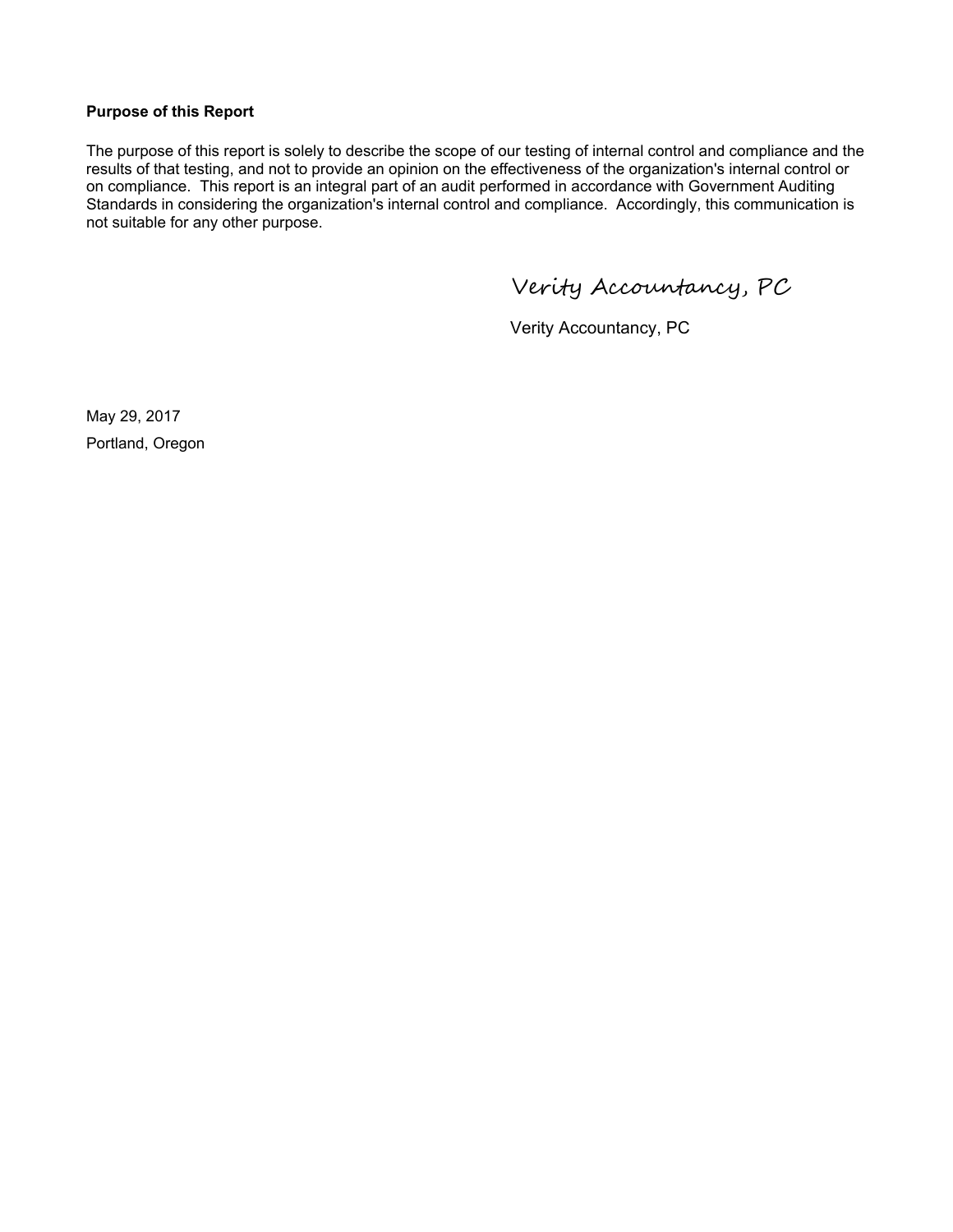**Purpose of this Report**

The purpose of this report is solely to describe the scope of our testing of internal control and compliance and the results of that testing, and not to provide an opinion on the effectiveness of the organization's internal control or on compliance. This report is an integral part of an audit performed in accordance with Government Auditing Standards in considering the organization's internal control and compliance. Accordingly, this communication is not suitable for any other purpose.

*Verity Accountancy, PC*

Verity Accountancy, PC

May 29, 2017

Portland, Oregon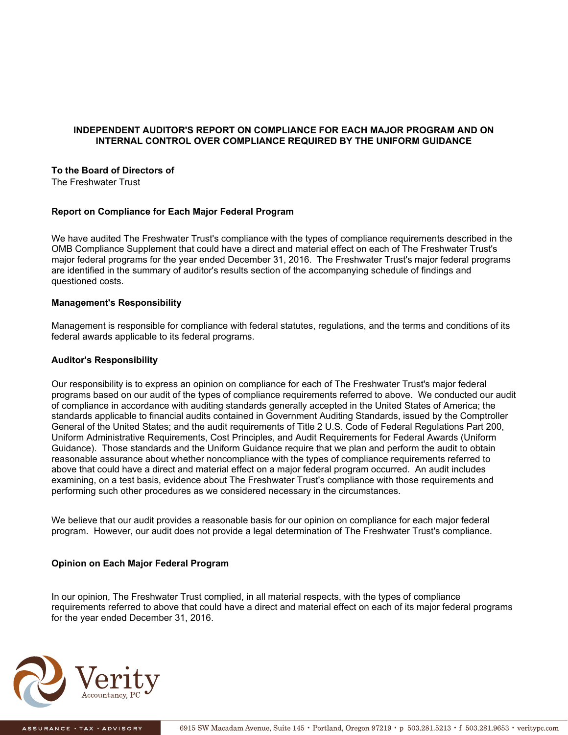# INDEPENDENT AUDITOR'S REPORT ON COMPLIANCE FOR EACH MAJOR PROGRAM AND ON INTERNAL CONTROL OVER COMPLIANCE REQUIRED BY THE UNIFORM GUIDANCE

**To the Board of Directors of**
The Freshwater Trust

### Report on Compliance for Each Major Federal Program

We have audited The Freshwater Trust's compliance with the types of compliance requirements described in the OMB Compliance Supplement that could have a direct and material effect on each of The Freshwater Trust's major federal programs for the year ended December 31, 2016. The Freshwater Trust's major federal programs are identified in the summary of auditor's results section of the accompanying schedule of findings and questioned costs.

### Management's Responsibility

Management is responsible for compliance with federal statutes, regulations, and the terms and conditions of its federal awards applicable to its federal programs.

### Auditor's Responsibility

Our responsibility is to express an opinion on compliance for each of The Freshwater Trust's major federal programs based on our audit of the types of compliance requirements referred to above. We conducted our audit of compliance in accordance with auditing standards generally accepted in the United States of America; the standards applicable to financial audits contained in Government Auditing Standards, issued by the Comptroller General of the United States; and the audit requirements of Title 2 U.S. Code of Federal Regulations Part 200, Uniform Administrative Requirements, Cost Principles, and Audit Requirements for Federal Awards (Uniform Guidance). Those standards and the Uniform Guidance require that we plan and perform the audit to obtain reasonable assurance about whether noncompliance with the types of compliance requirements referred to above that could have a direct and material effect on a major federal program occurred. An audit includes examining, on a test basis, evidence about The Freshwater Trust's compliance with those requirements and performing such other procedures as we considered necessary in the circumstances.

We believe that our audit provides a reasonable basis for our opinion on compliance for each major federal program. However, our audit does not provide a legal determination of The Freshwater Trust's compliance.

### Opinion on Each Major Federal Program

In our opinion, The Freshwater Trust complied, in all material respects, with the types of compliance requirements referred to above that could have a direct and material effect on each of its major federal programs for the year ended December 31, 2016.

Verity Accountancy, PC

ASSURANCE · TAX · ADVISORY    6915 SW Macadam Avenue, Suite 145 · Portland, Oregon 97219 · p 503.281.5213 · f 503.281.9653 · veritypc.com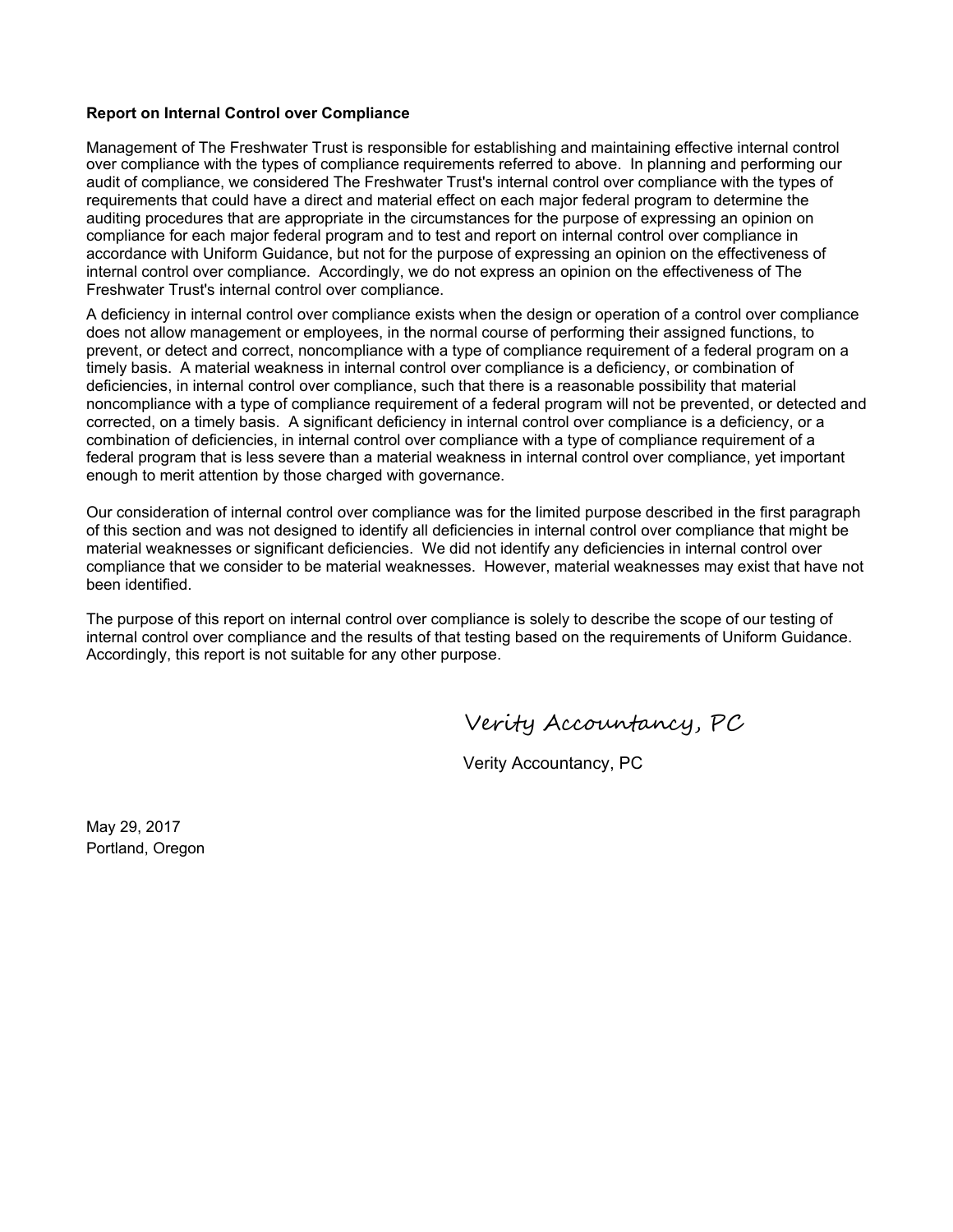**Report on Internal Control over Compliance**

Management of The Freshwater Trust is responsible for establishing and maintaining effective internal control over compliance with the types of compliance requirements referred to above. In planning and performing our audit of compliance, we considered The Freshwater Trust's internal control over compliance with the types of requirements that could have a direct and material effect on each major federal program to determine the auditing procedures that are appropriate in the circumstances for the purpose of expressing an opinion on compliance for each major federal program and to test and report on internal control over compliance in accordance with Uniform Guidance, but not for the purpose of expressing an opinion on the effectiveness of internal control over compliance. Accordingly, we do not express an opinion on the effectiveness of The Freshwater Trust's internal control over compliance.

A deficiency in internal control over compliance exists when the design or operation of a control over compliance does not allow management or employees, in the normal course of performing their assigned functions, to prevent, or detect and correct, noncompliance with a type of compliance requirement of a federal program on a timely basis. A material weakness in internal control over compliance is a deficiency, or combination of deficiencies, in internal control over compliance, such that there is a reasonable possibility that material noncompliance with a type of compliance requirement of a federal program will not be prevented, or detected and corrected, on a timely basis. A significant deficiency in internal control over compliance is a deficiency, or a combination of deficiencies, in internal control over compliance with a type of compliance requirement of a federal program that is less severe than a material weakness in internal control over compliance, yet important enough to merit attention by those charged with governance.

Our consideration of internal control over compliance was for the limited purpose described in the first paragraph of this section and was not designed to identify all deficiencies in internal control over compliance that might be material weaknesses or significant deficiencies. We did not identify any deficiencies in internal control over compliance that we consider to be material weaknesses. However, material weaknesses may exist that have not been identified.

The purpose of this report on internal control over compliance is solely to describe the scope of our testing of internal control over compliance and the results of that testing based on the requirements of Uniform Guidance. Accordingly, this report is not suitable for any other purpose.

Verity Accountancy, PC

Verity Accountancy, PC

May 29, 2017
Portland, Oregon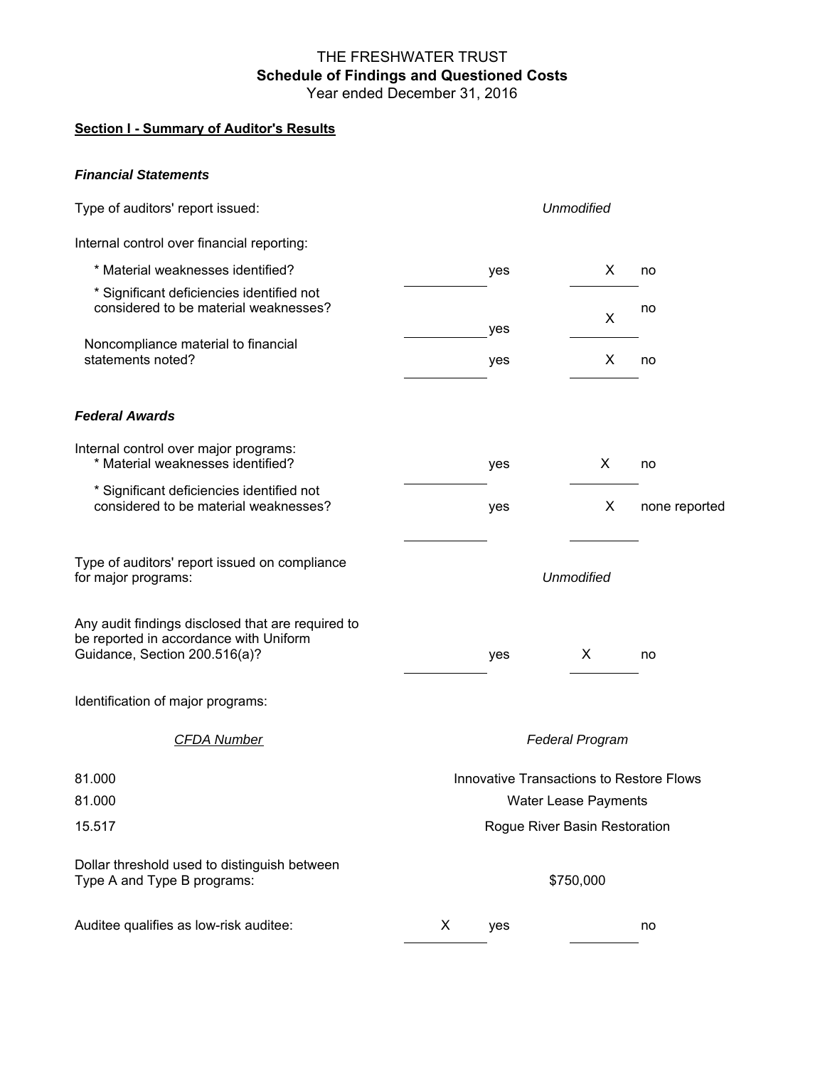# THE FRESHWATER TRUST
## Schedule of Findings and Questioned Costs
Year ended December 31, 2016

**Section I - Summary of Auditor's Results**

***Financial Statements***

| | | | | |
|---|---|---|---|---|
| Type of auditors' report issued: | | *Unmodified* | | |
| Internal control over financial reporting: | | | | |
| * Material weaknesses identified? | | yes | X | no |
| * Significant deficiencies identified not considered to be material weaknesses? | | yes | X | no |
| Noncompliance material to financial statements noted? | | yes | X | no |

***Federal Awards***

| | | | | |
|---|---|---|---|---|
| Internal control over major programs: | | | | |
| * Material weaknesses identified? | | yes | X | no |
| * Significant deficiencies identified not considered to be material weaknesses? | | yes | X | none reported |
| Type of auditors' report issued on compliance for major programs: | | *Unmodified* | | |
| Any audit findings disclosed that are required to be reported in accordance with Uniform Guidance, Section 200.516(a)? | | yes | X | no |

Identification of major programs:

| *CFDA Number* | *Federal Program* |
|---|---|
| 81.000 | Innovative Transactions to Restore Flows |
| 81.000 | Water Lease Payments |
| 15.517 | Rogue River Basin Restoration |

| | | | | |
|---|---|---|---|---|
| Dollar threshold used to distinguish between Type A and Type B programs: | | $750,000 | | |
| Auditee qualifies as low-risk auditee: | X | yes | | no |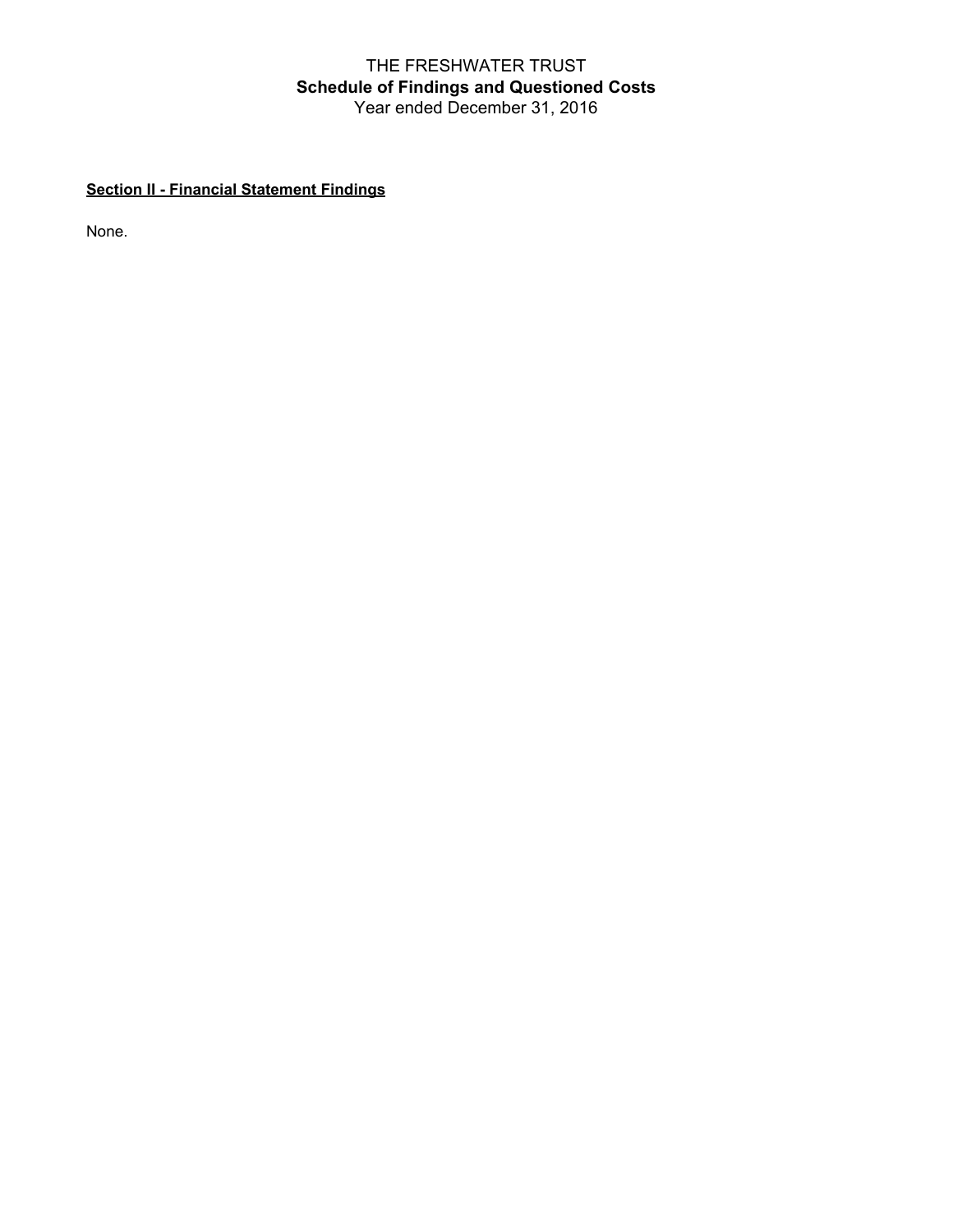# THE FRESHWATER TRUST
## Schedule of Findings and Questioned Costs
Year ended December 31, 2016

**Section II - Financial Statement Findings**

None.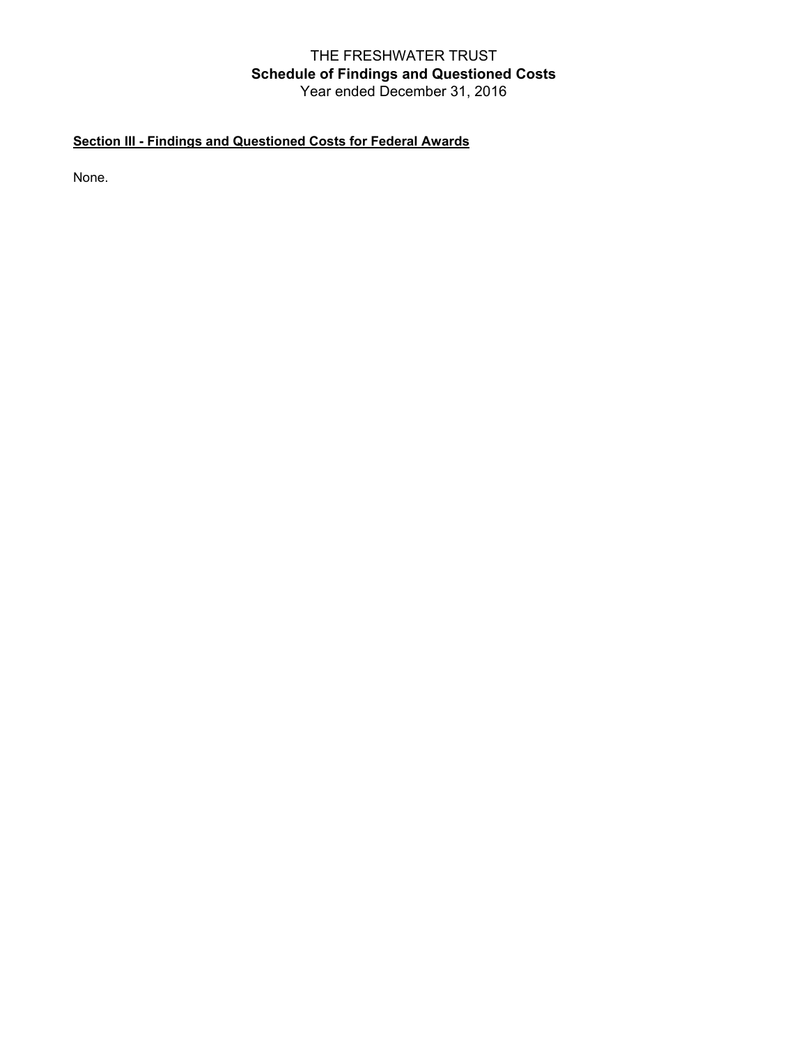# THE FRESHWATER TRUST
## Schedule of Findings and Questioned Costs
Year ended December 31, 2016

**Section III - Findings and Questioned Costs for Federal Awards**

None.